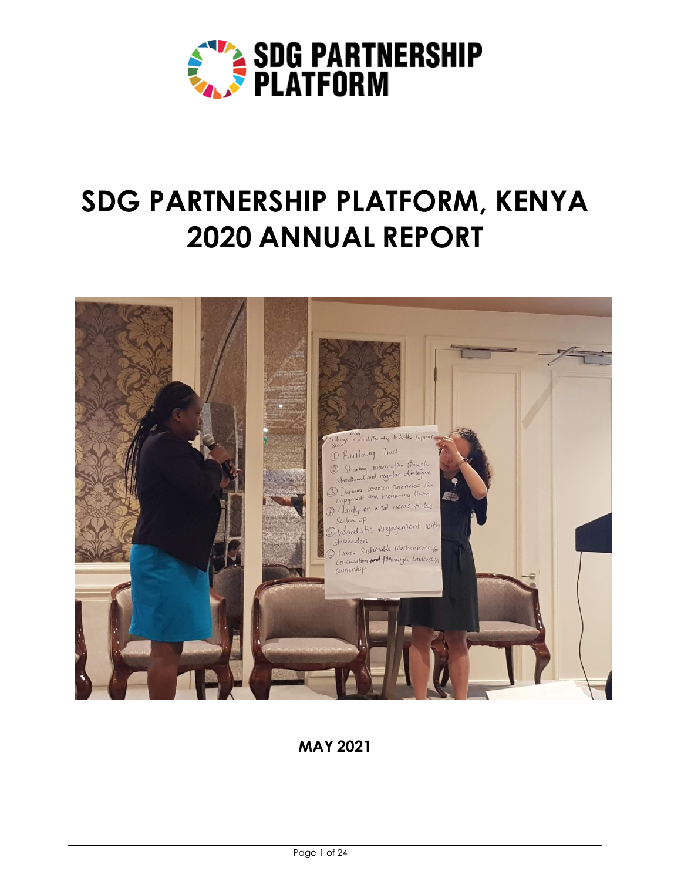SDG PARTNERSHIP PLATFORM

# SDG PARTNERSHIP PLATFORM, KENYA 2020 ANNUAL REPORT

**MAY 2021**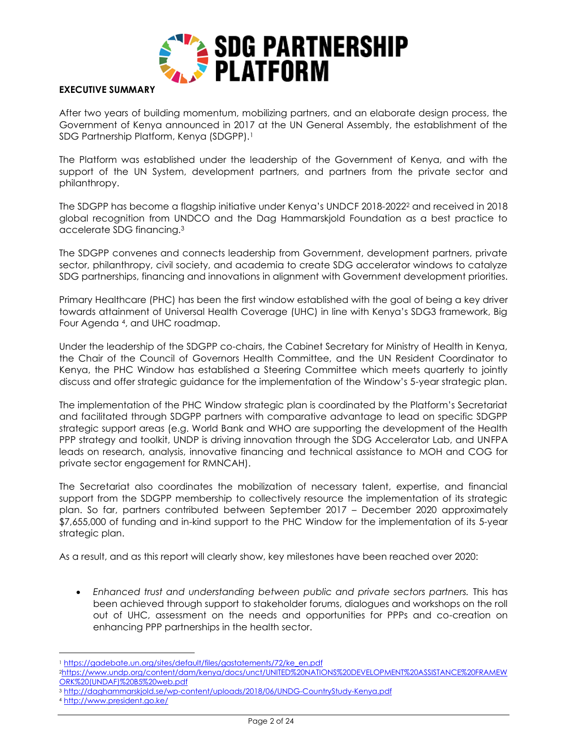**EXECUTIVE SUMMARY**

After two years of building momentum, mobilizing partners, and an elaborate design process, the Government of Kenya announced in 2017 at the UN General Assembly, the establishment of the SDG Partnership Platform, Kenya (SDGPP).[1]

The Platform was established under the leadership of the Government of Kenya, and with the support of the UN System, development partners, and partners from the private sector and philanthropy.

The SDGPP has become a flagship initiative under Kenya's UNDCF 2018-2022[2] and received in 2018 global recognition from UNDCO and the Dag Hammarskjold Foundation as a best practice to accelerate SDG financing.[3]

The SDGPP convenes and connects leadership from Government, development partners, private sector, philanthropy, civil society, and academia to create SDG accelerator windows to catalyze SDG partnerships, financing and innovations in alignment with Government development priorities.

Primary Healthcare (PHC) has been the first window established with the goal of being a key driver towards attainment of Universal Health Coverage (UHC) in line with Kenya's SDG3 framework, Big Four Agenda [4], and UHC roadmap.

Under the leadership of the SDGPP co-chairs, the Cabinet Secretary for Ministry of Health in Kenya, the Chair of the Council of Governors Health Committee, and the UN Resident Coordinator to Kenya, the PHC Window has established a Steering Committee which meets quarterly to jointly discuss and offer strategic guidance for the implementation of the Window's 5-year strategic plan.

The implementation of the PHC Window strategic plan is coordinated by the Platform's Secretariat and facilitated through SDGPP partners with comparative advantage to lead on specific SDGPP strategic support areas (e.g. World Bank and WHO are supporting the development of the Health PPP strategy and toolkit, UNDP is driving innovation through the SDG Accelerator Lab, and UNFPA leads on research, analysis, innovative financing and technical assistance to MOH and COG for private sector engagement for RMNCAH).

The Secretariat also coordinates the mobilization of necessary talent, expertise, and financial support from the SDGPP membership to collectively resource the implementation of its strategic plan. So far, partners contributed between September 2017 – December 2020 approximately $7,655,000 of funding and in-kind support to the PHC Window for the implementation of its 5-year strategic plan.

As a result, and as this report will clearly show, key milestones have been reached over 2020:

- *Enhanced trust and understanding between public and private sectors partners.* This has been achieved through support to stakeholder forums, dialogues and workshops on the roll out of UHC, assessment on the needs and opportunities for PPPs and co-creation on enhancing PPP partnerships in the health sector.

---

[1] https://gadebate.un.org/sites/default/files/gastatements/72/ke_en.pdf

[2] https://www.undp.org/content/dam/kenya/docs/unct/UNITED%20NATIONS%20DEVELOPMENT%20ASSISTANCE%20FRAMEWORK%20(UNDAF)%20B5%20web.pdf

[3] http://daghammarskjold.se/wp-content/uploads/2018/06/UNDG-CountryStudy-Kenya.pdf

[4] http://www.president.go.ke/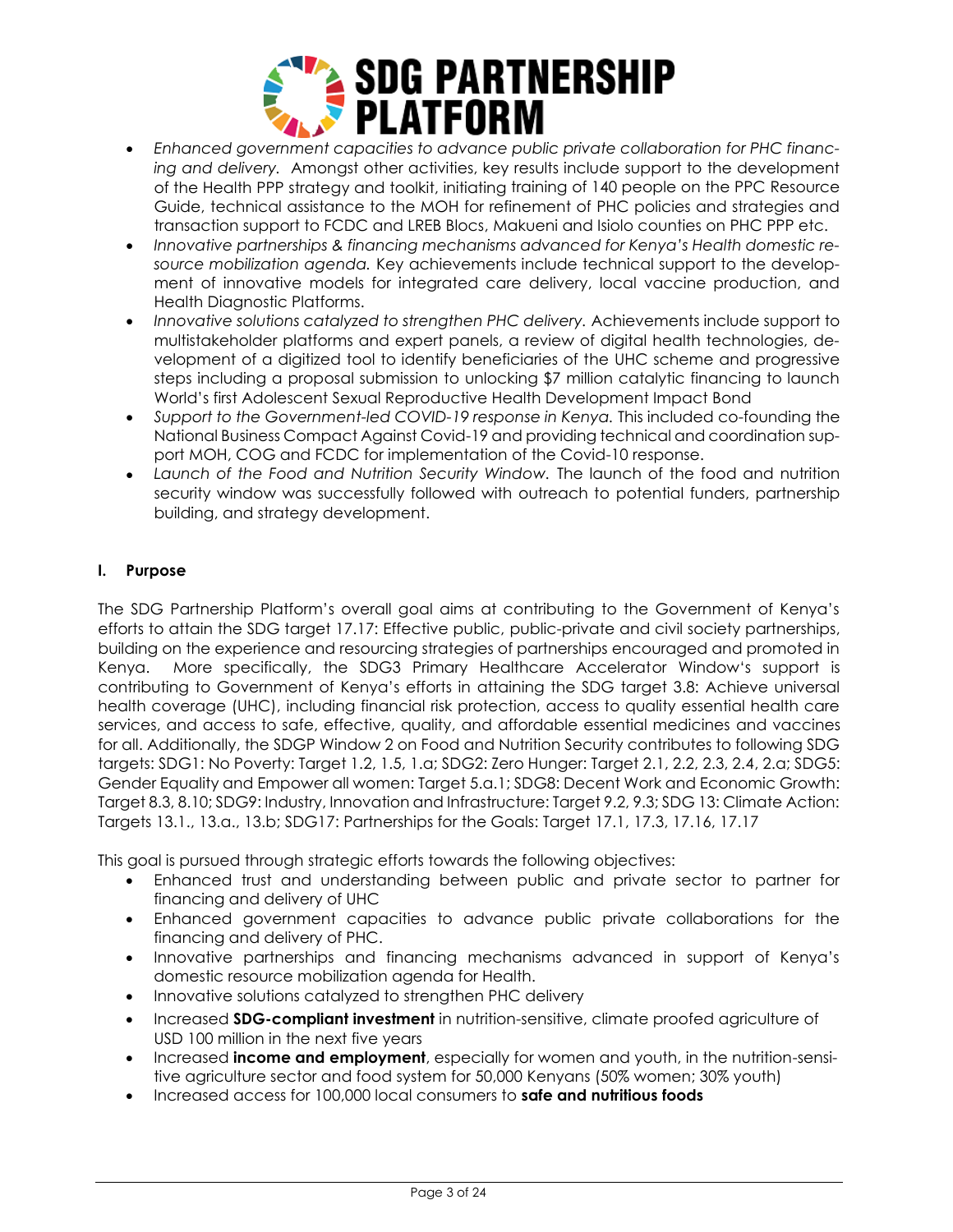- *Enhanced government capacities to advance public private collaboration for PHC financing and delivery.* Amongst other activities, key results include support to the development of the Health PPP strategy and toolkit, initiating training of 140 people on the PPC Resource Guide, technical assistance to the MOH for refinement of PHC policies and strategies and transaction support to FCDC and LREB Blocs, Makueni and Isiolo counties on PHC PPP etc.
- *Innovative partnerships & financing mechanisms advanced for Kenya's Health domestic resource mobilization agenda.* Key achievements include technical support to the development of innovative models for integrated care delivery, local vaccine production, and Health Diagnostic Platforms.
- *Innovative solutions catalyzed to strengthen PHC delivery.* Achievements include support to multistakeholder platforms and expert panels, a review of digital health technologies, development of a digitized tool to identify beneficiaries of the UHC scheme and progressive steps including a proposal submission to unlocking $7 million catalytic financing to launch World's first Adolescent Sexual Reproductive Health Development Impact Bond
- *Support to the Government-led COVID-19 response in Kenya.* This included co-founding the National Business Compact Against Covid-19 and providing technical and coordination support MOH, COG and FCDC for implementation of the Covid-10 response.
- *Launch of the Food and Nutrition Security Window.* The launch of the food and nutrition security window was successfully followed with outreach to potential funders, partnership building, and strategy development.

## I. Purpose

The SDG Partnership Platform's overall goal aims at contributing to the Government of Kenya's efforts to attain the SDG target 17.17: Effective public, public-private and civil society partnerships, building on the experience and resourcing strategies of partnerships encouraged and promoted in Kenya. More specifically, the SDG3 Primary Healthcare Accelerator Window's support is contributing to Government of Kenya's efforts in attaining the SDG target 3.8: Achieve universal health coverage (UHC), including financial risk protection, access to quality essential health care services, and access to safe, effective, quality, and affordable essential medicines and vaccines for all. Additionally, the SDGP Window 2 on Food and Nutrition Security contributes to following SDG targets: SDG1: No Poverty: Target 1.2, 1.5, 1.a; SDG2: Zero Hunger: Target 2.1, 2.2, 2.3, 2.4, 2.a; SDG5: Gender Equality and Empower all women: Target 5.a.1; SDG8: Decent Work and Economic Growth: Target 8.3, 8.10; SDG9: Industry, Innovation and Infrastructure: Target 9.2, 9.3; SDG 13: Climate Action: Targets 13.1., 13.a., 13.b; SDG17: Partnerships for the Goals: Target 17.1, 17.3, 17.16, 17.17

This goal is pursued through strategic efforts towards the following objectives:

- Enhanced trust and understanding between public and private sector to partner for financing and delivery of UHC
- Enhanced government capacities to advance public private collaborations for the financing and delivery of PHC.
- Innovative partnerships and financing mechanisms advanced in support of Kenya's domestic resource mobilization agenda for Health.
- Innovative solutions catalyzed to strengthen PHC delivery
- Increased **SDG-compliant investment** in nutrition-sensitive, climate proofed agriculture of USD 100 million in the next five years
- Increased **income and employment**, especially for women and youth, in the nutrition-sensitive agriculture sector and food system for 50,000 Kenyans (50% women; 30% youth)
- Increased access for 100,000 local consumers to **safe and nutritious foods**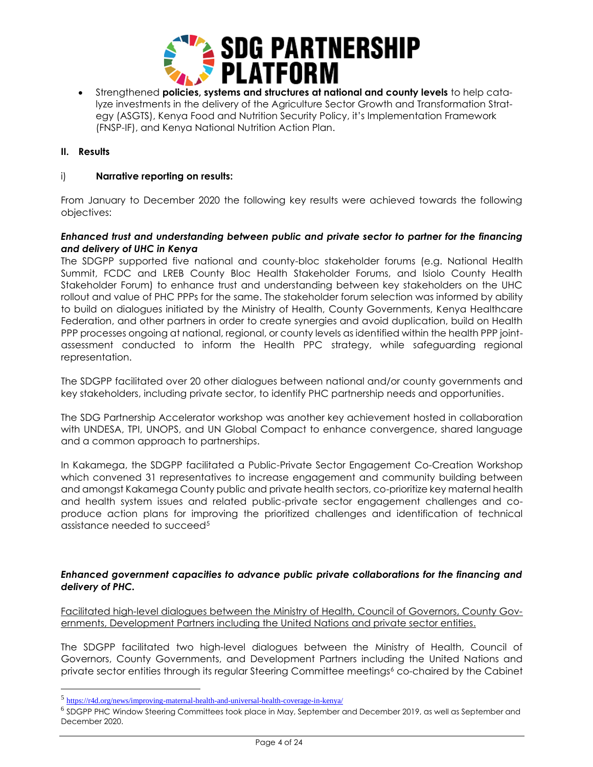- Strengthened **policies, systems and structures at national and county levels** to help catalyze investments in the delivery of the Agriculture Sector Growth and Transformation Strategy (ASGTS), Kenya Food and Nutrition Security Policy, it's Implementation Framework (FNSP-IF), and Kenya National Nutrition Action Plan.

## II. Results

### i) Narrative reporting on results:

From January to December 2020 the following key results were achieved towards the following objectives:

***Enhanced trust and understanding between public and private sector to partner for the financing and delivery of UHC in Kenya***

The SDGPP supported five national and county-bloc stakeholder forums (e.g. National Health Summit, FCDC and LREB County Bloc Health Stakeholder Forums, and Isiolo County Health Stakeholder Forum) to enhance trust and understanding between key stakeholders on the UHC rollout and value of PHC PPPs for the same. The stakeholder forum selection was informed by ability to build on dialogues initiated by the Ministry of Health, County Governments, Kenya Healthcare Federation, and other partners in order to create synergies and avoid duplication, build on Health PPP processes ongoing at national, regional, or county levels as identified within the health PPP joint-assessment conducted to inform the Health PPC strategy, while safeguarding regional representation.

The SDGPP facilitated over 20 other dialogues between national and/or county governments and key stakeholders, including private sector, to identify PHC partnership needs and opportunities.

The SDG Partnership Accelerator workshop was another key achievement hosted in collaboration with UNDESA, TPI, UNOPS, and UN Global Compact to enhance convergence, shared language and a common approach to partnerships.

In Kakamega, the SDGPP facilitated a Public-Private Sector Engagement Co-Creation Workshop which convened 31 representatives to increase engagement and community building between and amongst Kakamega County public and private health sectors, co-prioritize key maternal health and health system issues and related public-private sector engagement challenges and co-produce action plans for improving the prioritized challenges and identification of technical assistance needed to succeed[5]

***Enhanced government capacities to advance public private collaborations for the financing and delivery of PHC.***

<u>Facilitated high-level dialogues between the Ministry of Health, Council of Governors, County Governments, Development Partners including the United Nations and private sector entities.</u>

The SDGPP facilitated two high-level dialogues between the Ministry of Health, Council of Governors, County Governments, and Development Partners including the United Nations and private sector entities through its regular Steering Committee meetings[6] co-chaired by the Cabinet

---

[5] https://r4d.org/news/improving-maternal-health-and-universal-health-coverage-in-kenya/

[6] SDGPP PHC Window Steering Committees took place in May, September and December 2019, as well as September and December 2020.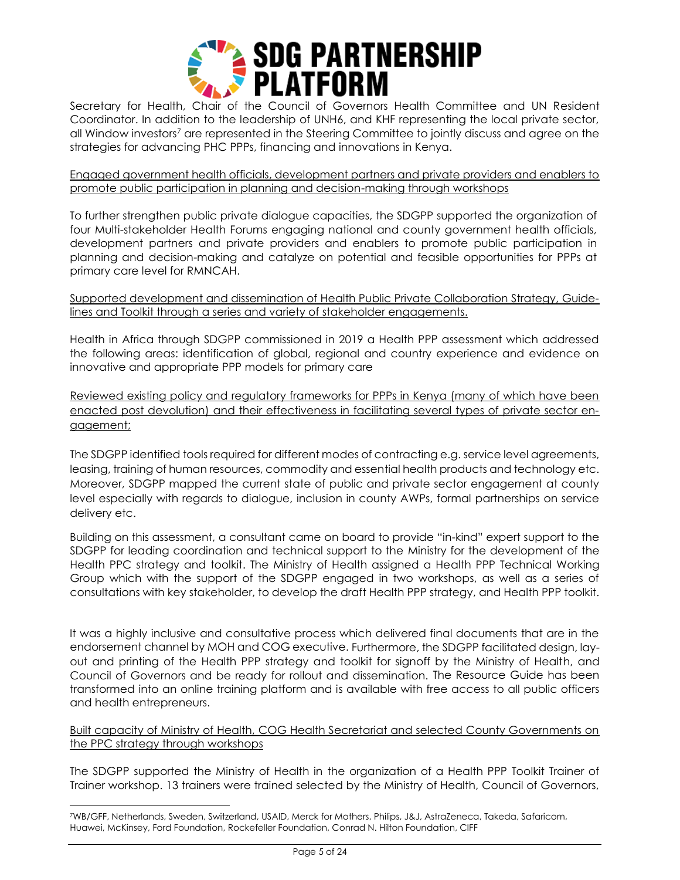Secretary for Health, Chair of the Council of Governors Health Committee and UN Resident Coordinator. In addition to the leadership of UNH6, and KHF representing the local private sector, all Window investors[7] are represented in the Steering Committee to jointly discuss and agree on the strategies for advancing PHC PPPs, financing and innovations in Kenya.

<u>Engaged government health officials, development partners and private providers and enablers to promote public participation in planning and decision-making through workshops</u>

To further strengthen public private dialogue capacities, the SDGPP supported the organization of four Multi-stakeholder Health Forums engaging national and county government health officials, development partners and private providers and enablers to promote public participation in planning and decision-making and catalyze on potential and feasible opportunities for PPPs at primary care level for RMNCAH.

<u>Supported development and dissemination of Health Public Private Collaboration Strategy, Guidelines and Toolkit through a series and variety of stakeholder engagements.</u>

Health in Africa through SDGPP commissioned in 2019 a Health PPP assessment which addressed the following areas: identification of global, regional and country experience and evidence on innovative and appropriate PPP models for primary care

<u>Reviewed existing policy and regulatory frameworks for PPPs in Kenya (many of which have been enacted post devolution) and their effectiveness in facilitating several types of private sector engagement;</u>

The SDGPP identified tools required for different modes of contracting e.g. service level agreements, leasing, training of human resources, commodity and essential health products and technology etc. Moreover, SDGPP mapped the current state of public and private sector engagement at county level especially with regards to dialogue, inclusion in county AWPs, formal partnerships on service delivery etc.

Building on this assessment, a consultant came on board to provide "in-kind" expert support to the SDGPP for leading coordination and technical support to the Ministry for the development of the Health PPC strategy and toolkit. The Ministry of Health assigned a Health PPP Technical Working Group which with the support of the SDGPP engaged in two workshops, as well as a series of consultations with key stakeholder, to develop the draft Health PPP strategy, and Health PPP toolkit.

It was a highly inclusive and consultative process which delivered final documents that are in the endorsement channel by MOH and COG executive. Furthermore, the SDGPP facilitated design, layout and printing of the Health PPP strategy and toolkit for signoff by the Ministry of Health, and Council of Governors and be ready for rollout and dissemination. The Resource Guide has been transformed into an online training platform and is available with free access to all public officers and health entrepreneurs.

<u>Built capacity of Ministry of Health, COG Health Secretariat and selected County Governments on the PPC strategy through workshops</u>

The SDGPP supported the Ministry of Health in the organization of a Health PPP Toolkit Trainer of Trainer workshop. 13 trainers were trained selected by the Ministry of Health, Council of Governors,

---

[7] WB/GFF, Netherlands, Sweden, Switzerland, USAID, Merck for Mothers, Philips, J&J, AstraZeneca, Takeda, Safaricom, Huawei, McKinsey, Ford Foundation, Rockefeller Foundation, Conrad N. Hilton Foundation, CIFF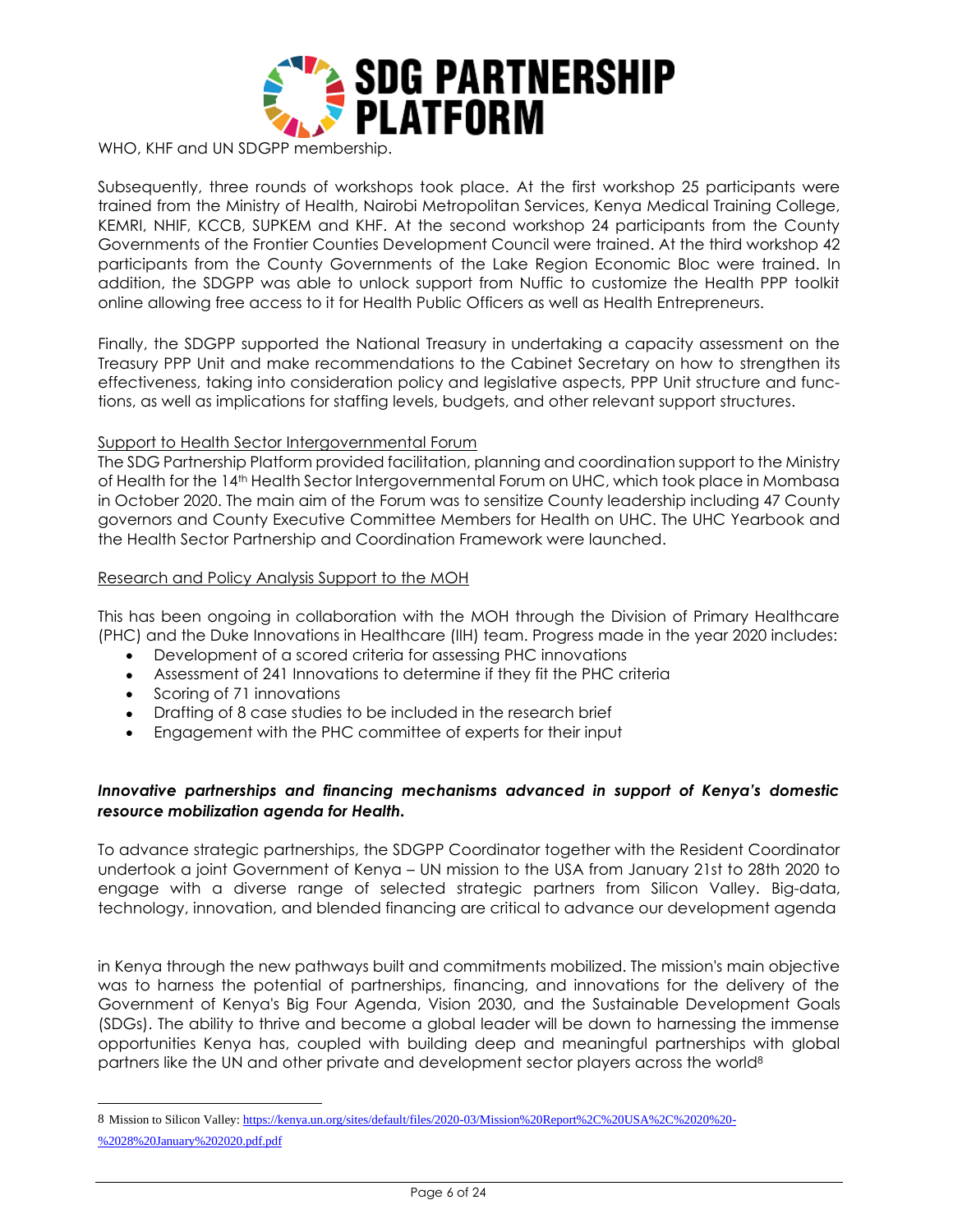WHO, KHF and UN SDGPP membership.

Subsequently, three rounds of workshops took place. At the first workshop 25 participants were trained from the Ministry of Health, Nairobi Metropolitan Services, Kenya Medical Training College, KEMRI, NHIF, KCCB, SUPKEM and KHF. At the second workshop 24 participants from the County Governments of the Frontier Counties Development Council were trained. At the third workshop 42 participants from the County Governments of the Lake Region Economic Bloc were trained. In addition, the SDGPP was able to unlock support from Nuffic to customize the Health PPP toolkit online allowing free access to it for Health Public Officers as well as Health Entrepreneurs.

Finally, the SDGPP supported the National Treasury in undertaking a capacity assessment on the Treasury PPP Unit and make recommendations to the Cabinet Secretary on how to strengthen its effectiveness, taking into consideration policy and legislative aspects, PPP Unit structure and functions, as well as implications for staffing levels, budgets, and other relevant support structures.

<u>Support to Health Sector Intergovernmental Forum</u>

The SDG Partnership Platform provided facilitation, planning and coordination support to the Ministry of Health for the 14th Health Sector Intergovernmental Forum on UHC, which took place in Mombasa in October 2020. The main aim of the Forum was to sensitize County leadership including 47 County governors and County Executive Committee Members for Health on UHC. The UHC Yearbook and the Health Sector Partnership and Coordination Framework were launched.

<u>Research and Policy Analysis Support to the MOH</u>

This has been ongoing in collaboration with the MOH through the Division of Primary Healthcare (PHC) and the Duke Innovations in Healthcare (IIH) team. Progress made in the year 2020 includes:

- Development of a scored criteria for assessing PHC innovations
- Assessment of 241 Innovations to determine if they fit the PHC criteria
- Scoring of 71 innovations
- Drafting of 8 case studies to be included in the research brief
- Engagement with the PHC committee of experts for their input

***Innovative partnerships and financing mechanisms advanced in support of Kenya's domestic resource mobilization agenda for Health.***

To advance strategic partnerships, the SDGPP Coordinator together with the Resident Coordinator undertook a joint Government of Kenya – UN mission to the USA from January 21st to 28th 2020 to engage with a diverse range of selected strategic partners from Silicon Valley. Big-data, technology, innovation, and blended financing are critical to advance our development agenda in Kenya through the new pathways built and commitments mobilized. The mission's main objective was to harness the potential of partnerships, financing, and innovations for the delivery of the Government of Kenya's Big Four Agenda, Vision 2030, and the Sustainable Development Goals (SDGs). The ability to thrive and become a global leader will be down to harnessing the immense opportunities Kenya has, coupled with building deep and meaningful partnerships with global partners like the UN and other private and development sector players across the world[8]

---

8 Mission to Silicon Valley: https://kenya.un.org/sites/default/files/2020-03/Mission%20Report%2C%20USA%2C%2020%20-%2028%20January%202020.pdf.pdf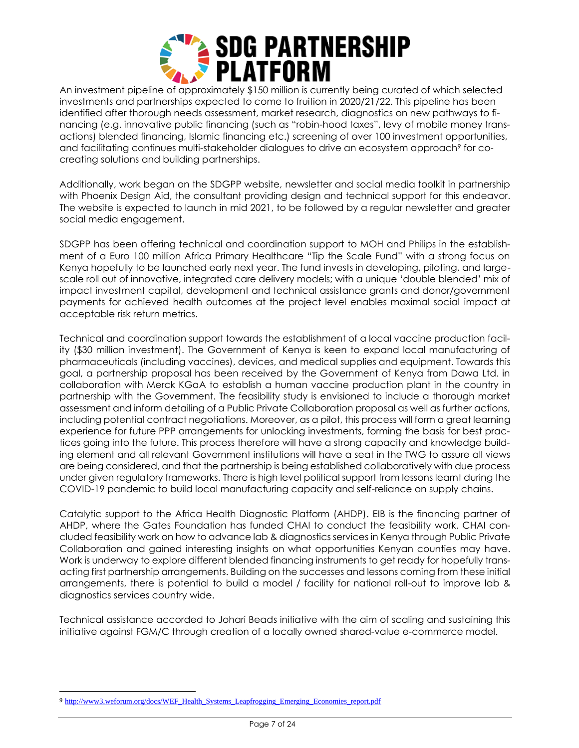An investment pipeline of approximately $150 million is currently being curated of which selected investments and partnerships expected to come to fruition in 2020/21/22. This pipeline has been identified after thorough needs assessment, market research, diagnostics on new pathways to financing (e.g. innovative public financing (such as "robin-hood taxes", levy of mobile money transactions) blended financing, Islamic financing etc.) screening of over 100 investment opportunities, and facilitating continues multi-stakeholder dialogues to drive an ecosystem approach[9] for co-creating solutions and building partnerships.

Additionally, work began on the SDGPP website, newsletter and social media toolkit in partnership with Phoenix Design Aid, the consultant providing design and technical support for this endeavor. The website is expected to launch in mid 2021, to be followed by a regular newsletter and greater social media engagement.

SDGPP has been offering technical and coordination support to MOH and Philips in the establishment of a Euro 100 million Africa Primary Healthcare "Tip the Scale Fund" with a strong focus on Kenya hopefully to be launched early next year. The fund invests in developing, piloting, and large-scale roll out of innovative, integrated care delivery models; with a unique 'double blended' mix of impact investment capital, development and technical assistance grants and donor/government payments for achieved health outcomes at the project level enables maximal social impact at acceptable risk return metrics.

Technical and coordination support towards the establishment of a local vaccine production facility ($30 million investment). The Government of Kenya is keen to expand local manufacturing of pharmaceuticals (including vaccines), devices, and medical supplies and equipment. Towards this goal, a partnership proposal has been received by the Government of Kenya from Dawa Ltd. in collaboration with Merck KGaA to establish a human vaccine production plant in the country in partnership with the Government. The feasibility study is envisioned to include a thorough market assessment and inform detailing of a Public Private Collaboration proposal as well as further actions, including potential contract negotiations. Moreover, as a pilot, this process will form a great learning experience for future PPP arrangements for unlocking investments, forming the basis for best practices going into the future. This process therefore will have a strong capacity and knowledge building element and all relevant Government institutions will have a seat in the TWG to assure all views are being considered, and that the partnership is being established collaboratively with due process under given regulatory frameworks. There is high level political support from lessons learnt during the COVID-19 pandemic to build local manufacturing capacity and self-reliance on supply chains.

Catalytic support to the Africa Health Diagnostic Platform (AHDP). EIB is the financing partner of AHDP, where the Gates Foundation has funded CHAI to conduct the feasibility work. CHAI concluded feasibility work on how to advance lab & diagnostics services in Kenya through Public Private Collaboration and gained interesting insights on what opportunities Kenyan counties may have. Work is underway to explore different blended financing instruments to get ready for hopefully transacting first partnership arrangements. Building on the successes and lessons coming from these initial arrangements, there is potential to build a model / facility for national roll-out to improve lab & diagnostics services country wide.

Technical assistance accorded to Johari Beads initiative with the aim of scaling and sustaining this initiative against FGM/C through creation of a locally owned shared-value e-commerce model.

---

[9] http://www3.weforum.org/docs/WEF_Health_Systems_Leapfrogging_Emerging_Economies_report.pdf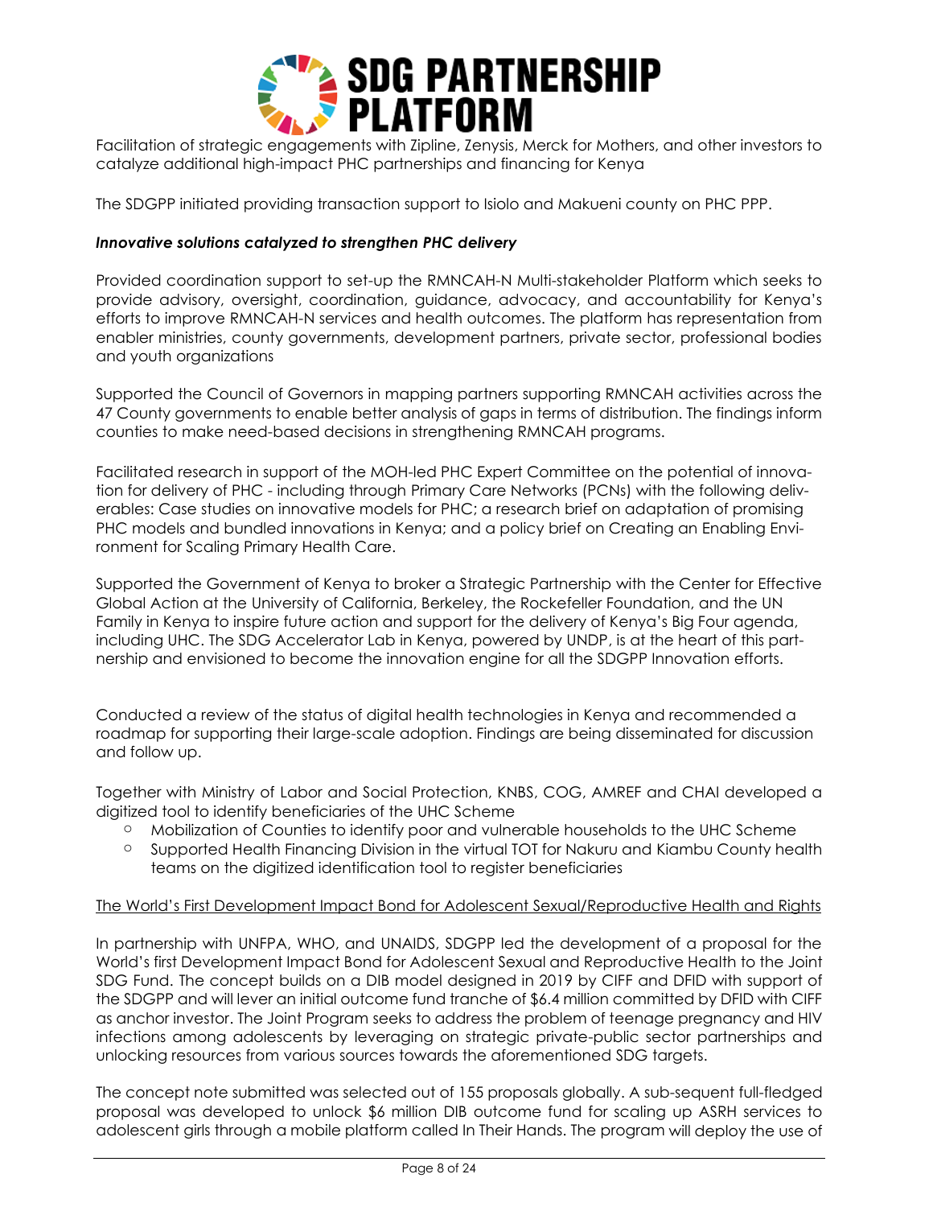Facilitation of strategic engagements with Zipline, Zenysis, Merck for Mothers, and other investors to catalyze additional high-impact PHC partnerships and financing for Kenya

The SDGPP initiated providing transaction support to Isiolo and Makueni county on PHC PPP.

***Innovative solutions catalyzed to strengthen PHC delivery***

Provided coordination support to set-up the RMNCAH-N Multi-stakeholder Platform which seeks to provide advisory, oversight, coordination, guidance, advocacy, and accountability for Kenya's efforts to improve RMNCAH-N services and health outcomes. The platform has representation from enabler ministries, county governments, development partners, private sector, professional bodies and youth organizations

Supported the Council of Governors in mapping partners supporting RMNCAH activities across the 47 County governments to enable better analysis of gaps in terms of distribution. The findings inform counties to make need-based decisions in strengthening RMNCAH programs.

Facilitated research in support of the MOH-led PHC Expert Committee on the potential of innovation for delivery of PHC - including through Primary Care Networks (PCNs) with the following deliverables: Case studies on innovative models for PHC; a research brief on adaptation of promising PHC models and bundled innovations in Kenya; and a policy brief on Creating an Enabling Environment for Scaling Primary Health Care.

Supported the Government of Kenya to broker a Strategic Partnership with the Center for Effective Global Action at the University of California, Berkeley, the Rockefeller Foundation, and the UN Family in Kenya to inspire future action and support for the delivery of Kenya's Big Four agenda, including UHC. The SDG Accelerator Lab in Kenya, powered by UNDP, is at the heart of this partnership and envisioned to become the innovation engine for all the SDGPP Innovation efforts.

Conducted a review of the status of digital health technologies in Kenya and recommended a roadmap for supporting their large-scale adoption. Findings are being disseminated for discussion and follow up.

Together with Ministry of Labor and Social Protection, KNBS, COG, AMREF and CHAI developed a digitized tool to identify beneficiaries of the UHC Scheme

- Mobilization of Counties to identify poor and vulnerable households to the UHC Scheme
- Supported Health Financing Division in the virtual TOT for Nakuru and Kiambu County health teams on the digitized identification tool to register beneficiaries

<u>The World's First Development Impact Bond for Adolescent Sexual/Reproductive Health and Rights</u>

In partnership with UNFPA, WHO, and UNAIDS, SDGPP led the development of a proposal for the World's first Development Impact Bond for Adolescent Sexual and Reproductive Health to the Joint SDG Fund. The concept builds on a DIB model designed in 2019 by CIFF and DFID with support of the SDGPP and will lever an initial outcome fund tranche of $6.4 million committed by DFID with CIFF as anchor investor. The Joint Program seeks to address the problem of teenage pregnancy and HIV infections among adolescents by leveraging on strategic private-public sector partnerships and unlocking resources from various sources towards the aforementioned SDG targets.

The concept note submitted was selected out of 155 proposals globally. A sub-sequent full-fledged proposal was developed to unlock $6 million DIB outcome fund for scaling up ASRH services to adolescent girls through a mobile platform called In Their Hands. The program will deploy the use of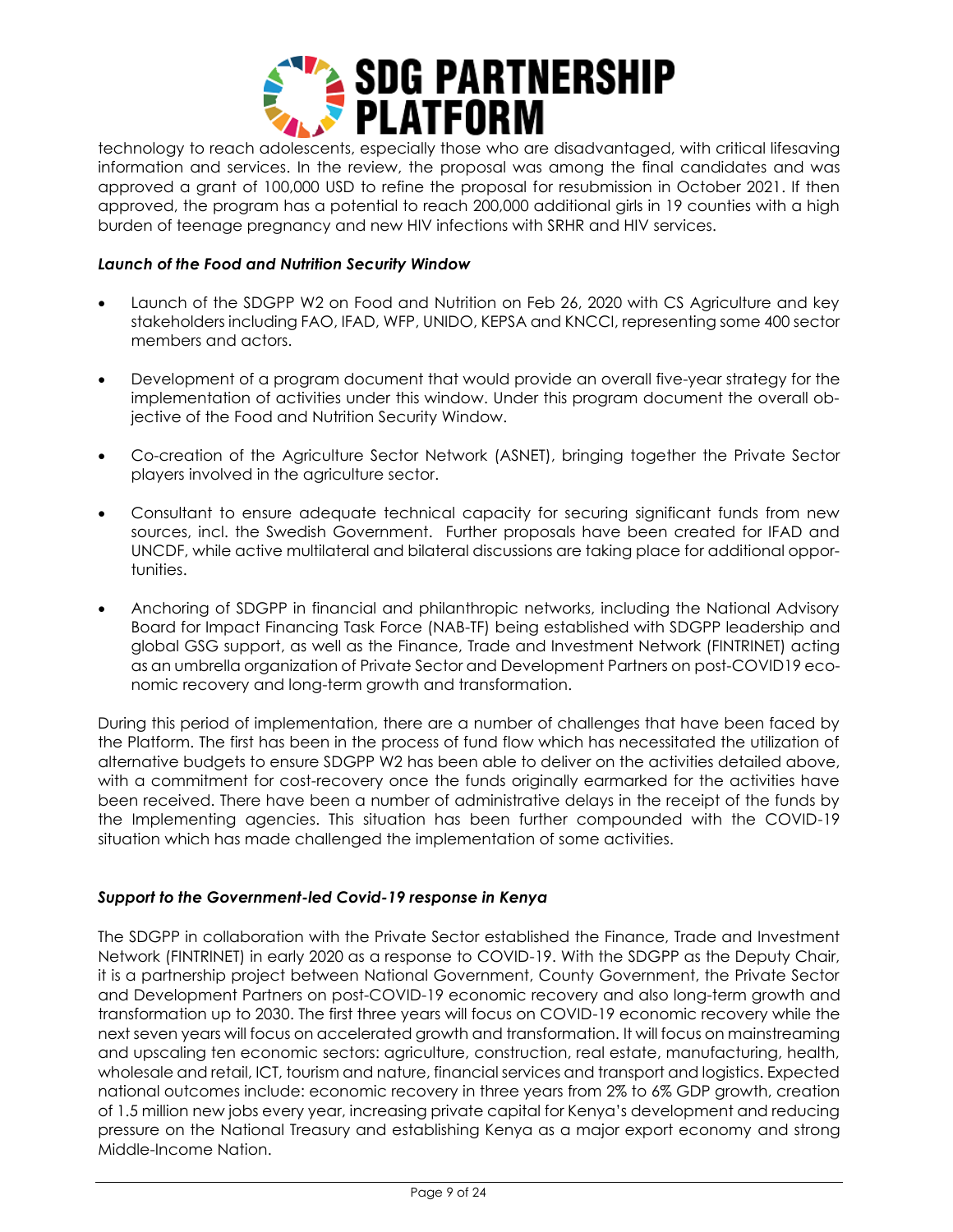technology to reach adolescents, especially those who are disadvantaged, with critical lifesaving information and services. In the review, the proposal was among the final candidates and was approved a grant of 100,000 USD to refine the proposal for resubmission in October 2021. If then approved, the program has a potential to reach 200,000 additional girls in 19 counties with a high burden of teenage pregnancy and new HIV infections with SRHR and HIV services.

***Launch of the Food and Nutrition Security Window***

- Launch of the SDGPP W2 on Food and Nutrition on Feb 26, 2020 with CS Agriculture and key stakeholders including FAO, IFAD, WFP, UNIDO, KEPSA and KNCCI, representing some 400 sector members and actors.
- Development of a program document that would provide an overall five-year strategy for the implementation of activities under this window. Under this program document the overall objective of the Food and Nutrition Security Window.
- Co-creation of the Agriculture Sector Network (ASNET), bringing together the Private Sector players involved in the agriculture sector.
- Consultant to ensure adequate technical capacity for securing significant funds from new sources, incl. the Swedish Government. Further proposals have been created for IFAD and UNCDF, while active multilateral and bilateral discussions are taking place for additional opportunities.
- Anchoring of SDGPP in financial and philanthropic networks, including the National Advisory Board for Impact Financing Task Force (NAB-TF) being established with SDGPP leadership and global GSG support, as well as the Finance, Trade and Investment Network (FINTRINET) acting as an umbrella organization of Private Sector and Development Partners on post-COVID19 economic recovery and long-term growth and transformation.

During this period of implementation, there are a number of challenges that have been faced by the Platform. The first has been in the process of fund flow which has necessitated the utilization of alternative budgets to ensure SDGPP W2 has been able to deliver on the activities detailed above, with a commitment for cost-recovery once the funds originally earmarked for the activities have been received. There have been a number of administrative delays in the receipt of the funds by the Implementing agencies. This situation has been further compounded with the COVID-19 situation which has made challenged the implementation of some activities.

***Support to the Government-led Covid-19 response in Kenya***

The SDGPP in collaboration with the Private Sector established the Finance, Trade and Investment Network (FINTRINET) in early 2020 as a response to COVID-19. With the SDGPP as the Deputy Chair, it is a partnership project between National Government, County Government, the Private Sector and Development Partners on post-COVID-19 economic recovery and also long-term growth and transformation up to 2030. The first three years will focus on COVID-19 economic recovery while the next seven years will focus on accelerated growth and transformation. It will focus on mainstreaming and upscaling ten economic sectors: agriculture, construction, real estate, manufacturing, health, wholesale and retail, ICT, tourism and nature, financial services and transport and logistics. Expected national outcomes include: economic recovery in three years from 2% to 6% GDP growth, creation of 1.5 million new jobs every year, increasing private capital for Kenya's development and reducing pressure on the National Treasury and establishing Kenya as a major export economy and strong Middle-Income Nation.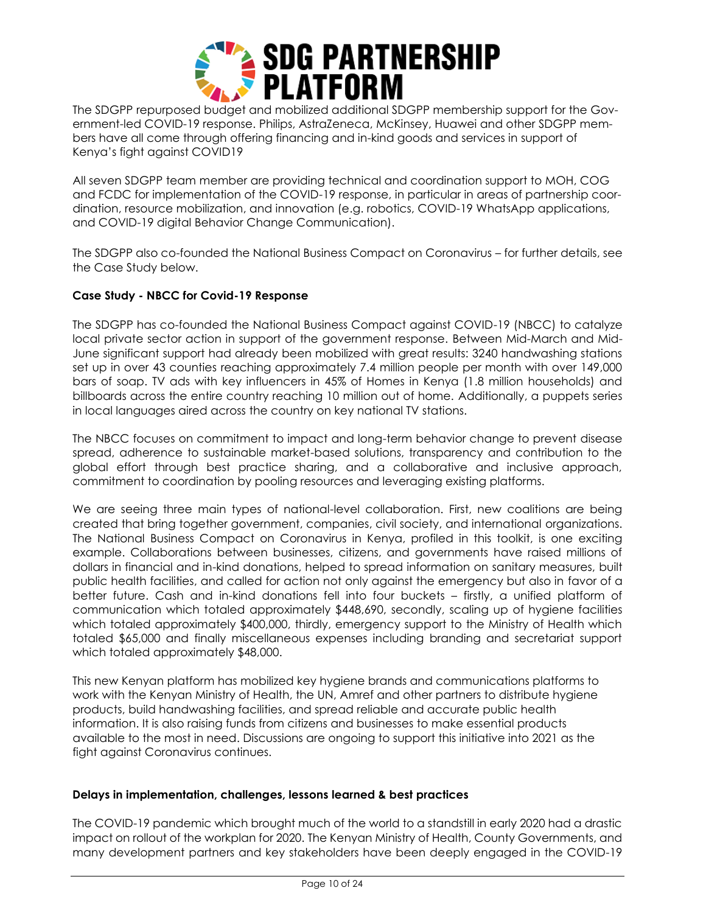The SDGPP repurposed budget and mobilized additional SDGPP membership support for the Government-led COVID-19 response. Philips, AstraZeneca, McKinsey, Huawei and other SDGPP members have all come through offering financing and in-kind goods and services in support of Kenya's fight against COVID19

All seven SDGPP team member are providing technical and coordination support to MOH, COG and FCDC for implementation of the COVID-19 response, in particular in areas of partnership coordination, resource mobilization, and innovation (e.g. robotics, COVID-19 WhatsApp applications, and COVID-19 digital Behavior Change Communication).

The SDGPP also co-founded the National Business Compact on Coronavirus – for further details, see the Case Study below.

**Case Study - NBCC for Covid-19 Response**

The SDGPP has co-founded the National Business Compact against COVID-19 (NBCC) to catalyze local private sector action in support of the government response. Between Mid-March and Mid-June significant support had already been mobilized with great results: 3240 handwashing stations set up in over 43 counties reaching approximately 7.4 million people per month with over 149,000 bars of soap. TV ads with key influencers in 45% of Homes in Kenya (1.8 million households) and billboards across the entire country reaching 10 million out of home. Additionally, a puppets series in local languages aired across the country on key national TV stations.

The NBCC focuses on commitment to impact and long-term behavior change to prevent disease spread, adherence to sustainable market-based solutions, transparency and contribution to the global effort through best practice sharing, and a collaborative and inclusive approach, commitment to coordination by pooling resources and leveraging existing platforms.

We are seeing three main types of national-level collaboration. First, new coalitions are being created that bring together government, companies, civil society, and international organizations. The National Business Compact on Coronavirus in Kenya, profiled in this toolkit, is one exciting example. Collaborations between businesses, citizens, and governments have raised millions of dollars in financial and in-kind donations, helped to spread information on sanitary measures, built public health facilities, and called for action not only against the emergency but also in favor of a better future. Cash and in-kind donations fell into four buckets – firstly, a unified platform of communication which totaled approximately $448,690, secondly, scaling up of hygiene facilities which totaled approximately $400,000, thirdly, emergency support to the Ministry of Health which totaled $65,000 and finally miscellaneous expenses including branding and secretariat support which totaled approximately $48,000.

This new Kenyan platform has mobilized key hygiene brands and communications platforms to work with the Kenyan Ministry of Health, the UN, Amref and other partners to distribute hygiene products, build handwashing facilities, and spread reliable and accurate public health information. It is also raising funds from citizens and businesses to make essential products available to the most in need. Discussions are ongoing to support this initiative into 2021 as the fight against Coronavirus continues.

**Delays in implementation, challenges, lessons learned & best practices**

The COVID-19 pandemic which brought much of the world to a standstill in early 2020 had a drastic impact on rollout of the workplan for 2020. The Kenyan Ministry of Health, County Governments, and many development partners and key stakeholders have been deeply engaged in the COVID-19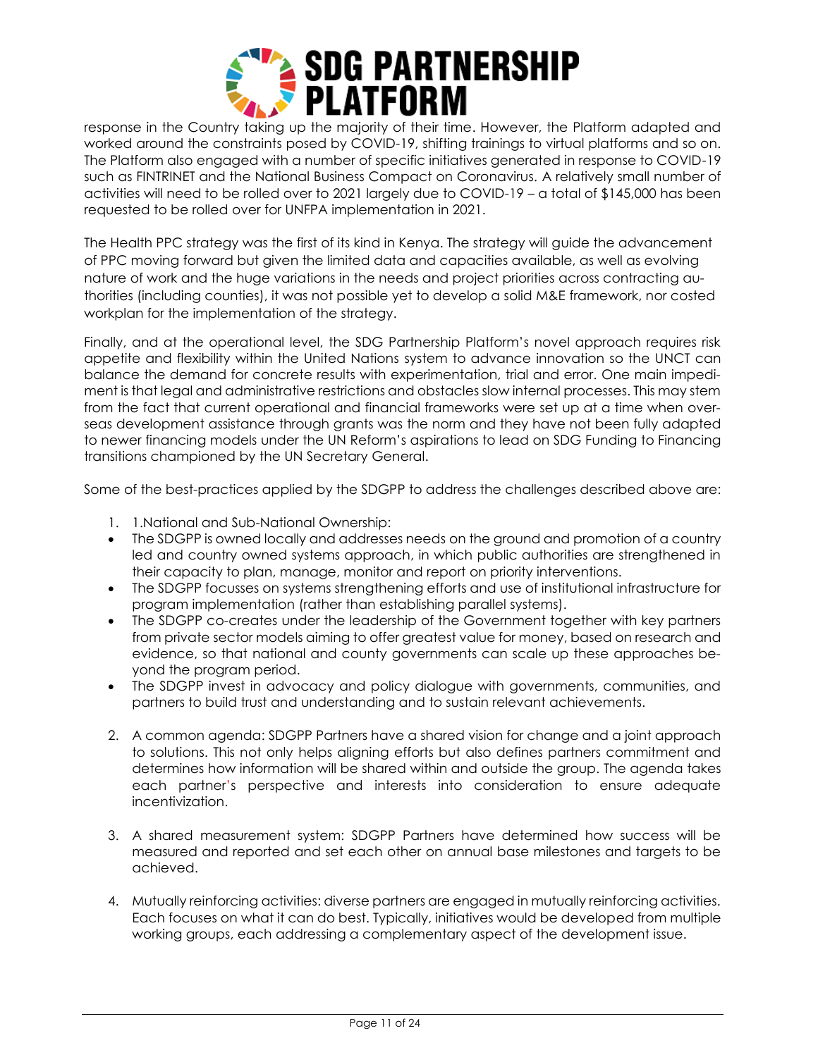response in the Country taking up the majority of their time. However, the Platform adapted and worked around the constraints posed by COVID-19, shifting trainings to virtual platforms and so on. The Platform also engaged with a number of specific initiatives generated in response to COVID-19 such as FINTRINET and the National Business Compact on Coronavirus. A relatively small number of activities will need to be rolled over to 2021 largely due to COVID-19 – a total of $145,000 has been requested to be rolled over for UNFPA implementation in 2021.

The Health PPC strategy was the first of its kind in Kenya. The strategy will guide the advancement of PPC moving forward but given the limited data and capacities available, as well as evolving nature of work and the huge variations in the needs and project priorities across contracting authorities (including counties), it was not possible yet to develop a solid M&E framework, nor costed workplan for the implementation of the strategy.

Finally, and at the operational level, the SDG Partnership Platform's novel approach requires risk appetite and flexibility within the United Nations system to advance innovation so the UNCT can balance the demand for concrete results with experimentation, trial and error. One main impediment is that legal and administrative restrictions and obstacles slow internal processes. This may stem from the fact that current operational and financial frameworks were set up at a time when overseas development assistance through grants was the norm and they have not been fully adapted to newer financing models under the UN Reform's aspirations to lead on SDG Funding to Financing transitions championed by the UN Secretary General.

Some of the best-practices applied by the SDGPP to address the challenges described above are:

1. 1.National and Sub-National Ownership:
   - The SDGPP is owned locally and addresses needs on the ground and promotion of a country led and country owned systems approach, in which public authorities are strengthened in their capacity to plan, manage, monitor and report on priority interventions.
   - The SDGPP focusses on systems strengthening efforts and use of institutional infrastructure for program implementation (rather than establishing parallel systems).
   - The SDGPP co-creates under the leadership of the Government together with key partners from private sector models aiming to offer greatest value for money, based on research and evidence, so that national and county governments can scale up these approaches beyond the program period.
   - The SDGPP invest in advocacy and policy dialogue with governments, communities, and partners to build trust and understanding and to sustain relevant achievements.

2. A common agenda: SDGPP Partners have a shared vision for change and a joint approach to solutions. This not only helps aligning efforts but also defines partners commitment and determines how information will be shared within and outside the group. The agenda takes each partner's perspective and interests into consideration to ensure adequate incentivization.

3. A shared measurement system: SDGPP Partners have determined how success will be measured and reported and set each other on annual base milestones and targets to be achieved.

4. Mutually reinforcing activities: diverse partners are engaged in mutually reinforcing activities. Each focuses on what it can do best. Typically, initiatives would be developed from multiple working groups, each addressing a complementary aspect of the development issue.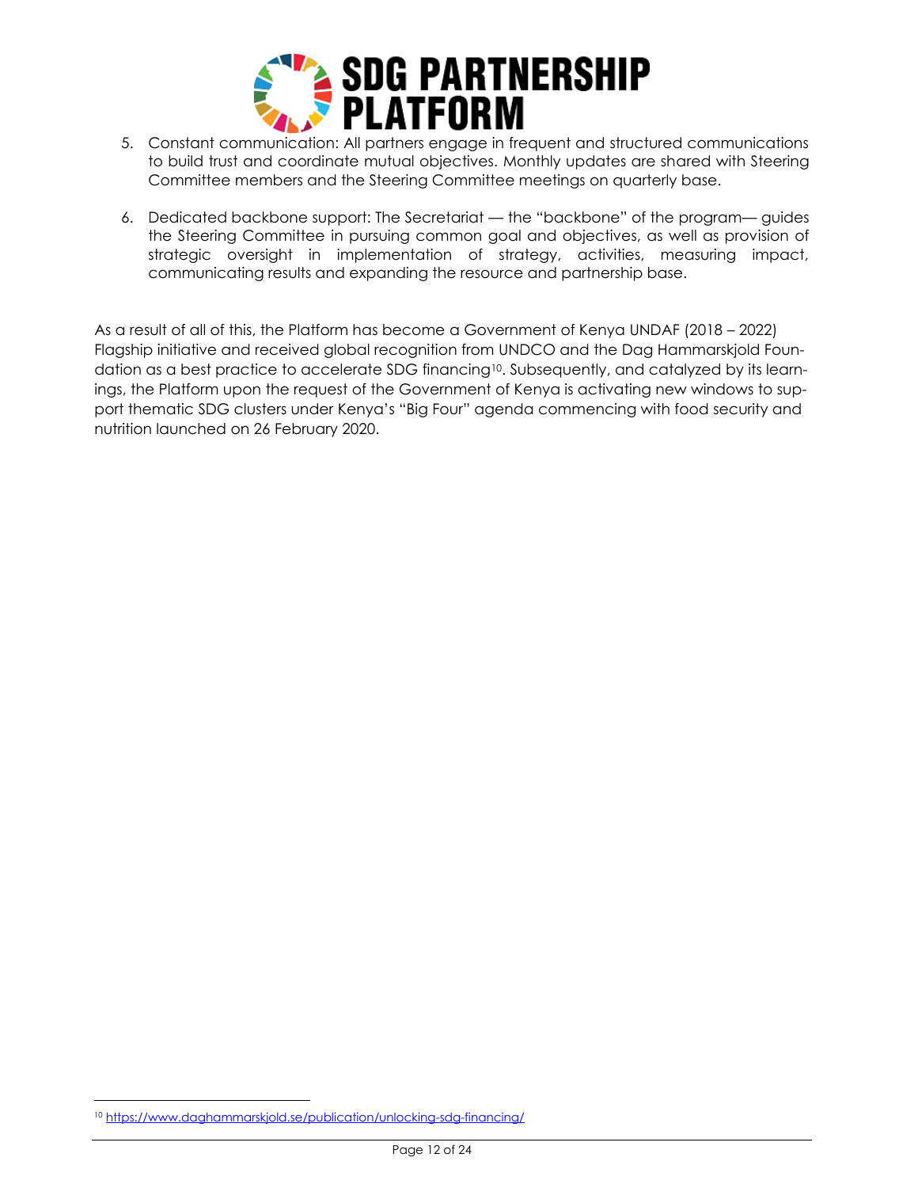5. Constant communication: All partners engage in frequent and structured communications to build trust and coordinate mutual objectives. Monthly updates are shared with Steering Committee members and the Steering Committee meetings on quarterly base.

6. Dedicated backbone support: The Secretariat — the "backbone" of the program— guides the Steering Committee in pursuing common goal and objectives, as well as provision of strategic oversight in implementation of strategy, activities, measuring impact, communicating results and expanding the resource and partnership base.

As a result of all of this, the Platform has become a Government of Kenya UNDAF (2018 – 2022) Flagship initiative and received global recognition from UNDCO and the Dag Hammarskjold Foundation as a best practice to accelerate SDG financing[10]. Subsequently, and catalyzed by its learnings, the Platform upon the request of the Government of Kenya is activating new windows to support thematic SDG clusters under Kenya's "Big Four" agenda commencing with food security and nutrition launched on 26 February 2020.

---

[10] https://www.daghammarskjold.se/publication/unlocking-sdg-financing/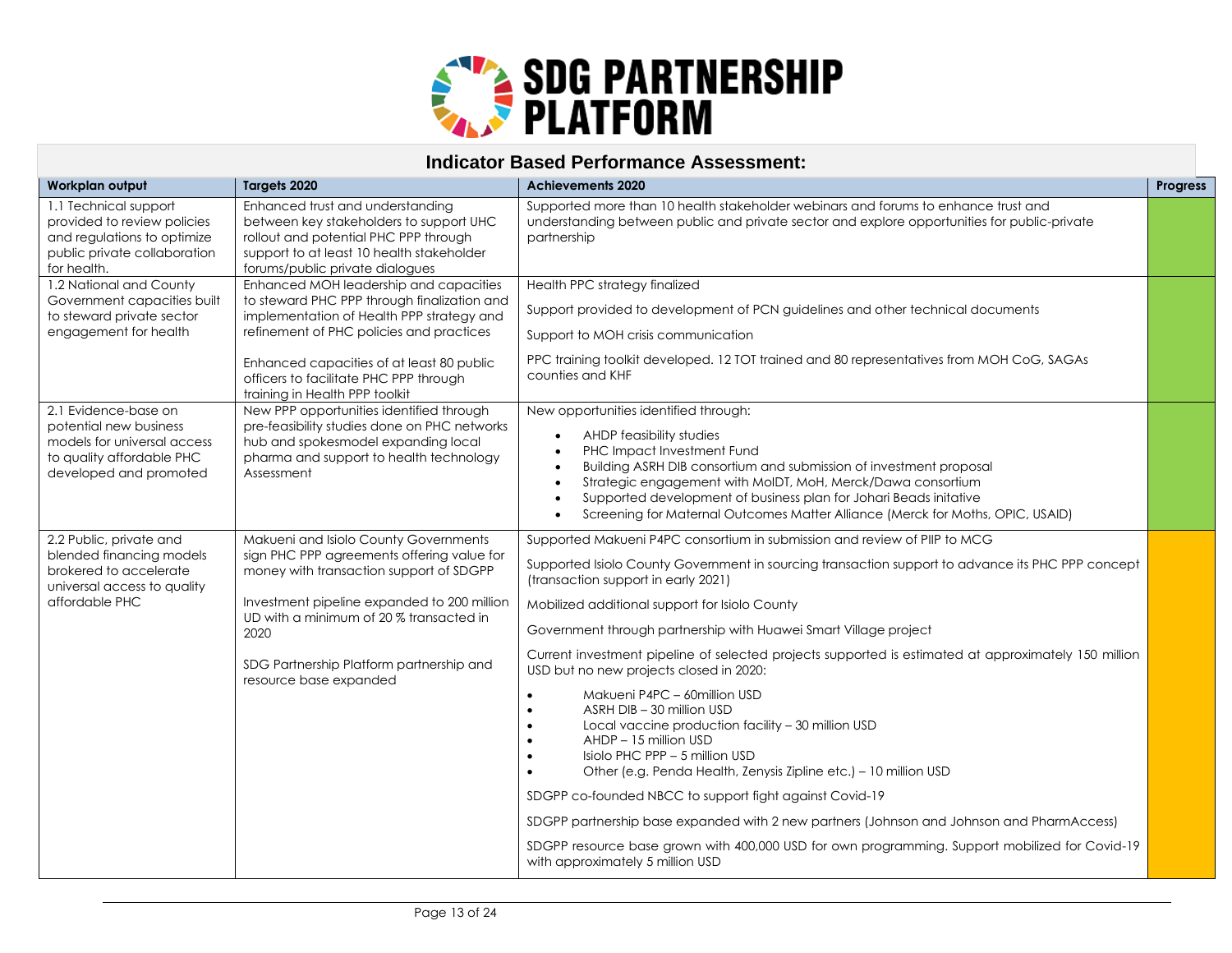# SDG PARTNERSHIP PLATFORM

## Indicator Based Performance Assessment:

| Workplan output | Targets 2020 | Achievements 2020 | Progress |
|---|---|---|---|
| 1.1 Technical support provided to review policies and regulations to optimize public private collaboration for health. | Enhanced trust and understanding between key stakeholders to support UHC rollout and potential PHC PPP through support to at least 10 health stakeholder forums/public private dialogues | Supported more than 10 health stakeholder webinars and forums to enhance trust and understanding between public and private sector and explore opportunities for public-private partnership | |
| 1.2 National and County Government capacities built to steward private sector engagement for health | Enhanced MOH leadership and capacities to steward PHC PPP through finalization and implementation of Health PPP strategy and refinement of PHC policies and practices<br><br>Enhanced capacities of at least 80 public officers to facilitate PHC PPP through training in Health PPP toolkit | Health PPC strategy finalized<br><br>Support provided to development of PCN guidelines and other technical documents<br><br>Support to MOH crisis communication<br><br>PPC training toolkit developed. 12 TOT trained and 80 representatives from MOH CoG, SAGAs counties and KHF | |
| 2.1 Evidence-base on potential new business models for universal access to quality affordable PHC developed and promoted | New PPP opportunities identified through pre-feasibility studies done on PHC networks hub and spokesmodel expanding local pharma and support to health technology Assessment | New opportunities identified through:<br>• AHDP feasibility studies<br>• PHC Impact Investment Fund<br>• Building ASRH DIB consortium and submission of investment proposal<br>• Strategic engagement with MoIDT, MoH, Merck/Dawa consortium<br>• Supported development of business plan for Johari Beads initative<br>• Screening for Maternal Outcomes Matter Alliance (Merck for Moths, OPIC, USAID) | |
| 2.2 Public, private and blended financing models brokered to accelerate universal access to quality affordable PHC | Makueni and Isiolo County Governments sign PHC PPP agreements offering value for money with transaction support of SDGPP<br><br>Investment pipeline expanded to 200 million UD with a minimum of 20 % transacted in 2020<br><br>SDG Partnership Platform partnership and resource base expanded | Supported Makueni P4PC consortium in submission and review of PIIP to MCG<br><br>Supported Isiolo County Government in sourcing transaction support to advance its PHC PPP concept (transaction support in early 2021)<br><br>Mobilized additional support for Isiolo County<br><br>Government through partnership with Huawei Smart Village project<br><br>Current investment pipeline of selected projects supported is estimated at approximately 150 million USD but no new projects closed in 2020:<br>• Makueni P4PC – 60million USD<br>• ASRH DIB – 30 million USD<br>• Local vaccine production facility – 30 million USD<br>• AHDP – 15 million USD<br>• Isiolo PHC PPP – 5 million USD<br>• Other (e.g. Penda Health, Zenysis Zipline etc.) – 10 million USD<br><br>SDGPP co-founded NBCC to support fight against Covid-19<br><br>SDGPP partnership base expanded with 2 new partners (Johnson and Johnson and PharmAccess)<br><br>SDGPP resource base grown with 400,000 USD for own programming. Support mobilized for Covid-19 with approximately 5 million USD | |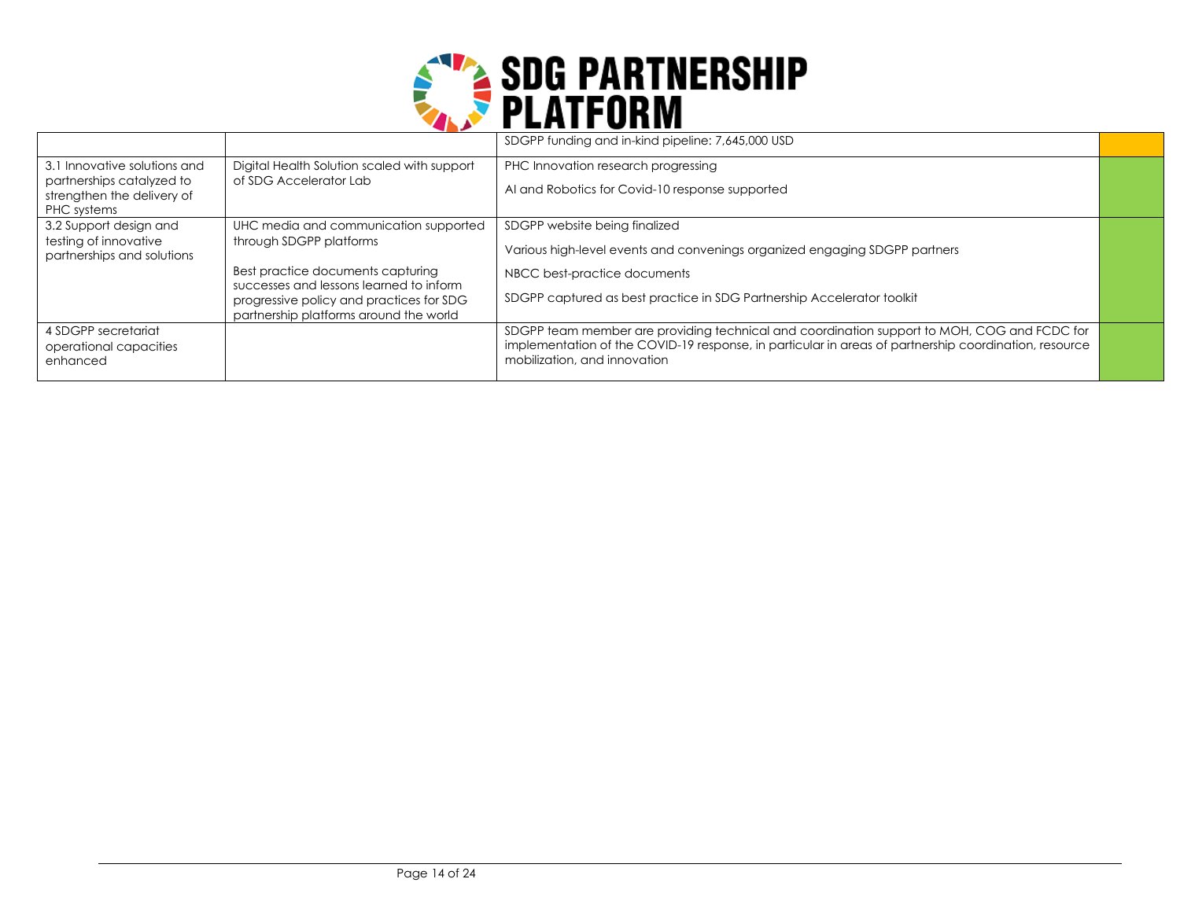| | | | |
|---|---|---|---|
| | | SDGPP funding and in-kind pipeline: 7,645,000 USD | |
| 3.1 Innovative solutions and partnerships catalyzed to strengthen the delivery of PHC systems | Digital Health Solution scaled with support of SDG Accelerator Lab | PHC Innovation research progressing<br><br>AI and Robotics for Covid-10 response supported | |
| 3.2 Support design and testing of innovative partnerships and solutions | UHC media and communication supported through SDGPP platforms<br><br>Best practice documents capturing successes and lessons learned to inform progressive policy and practices for SDG partnership platforms around the world | SDGPP website being finalized<br><br>Various high-level events and convenings organized engaging SDGPP partners<br><br>NBCC best-practice documents<br><br>SDGPP captured as best practice in SDG Partnership Accelerator toolkit | |
| 4 SDGPP secretariat operational capacities enhanced | | SDGPP team member are providing technical and coordination support to MOH, COG and FCDC for implementation of the COVID-19 response, in particular in areas of partnership coordination, resource mobilization, and innovation | |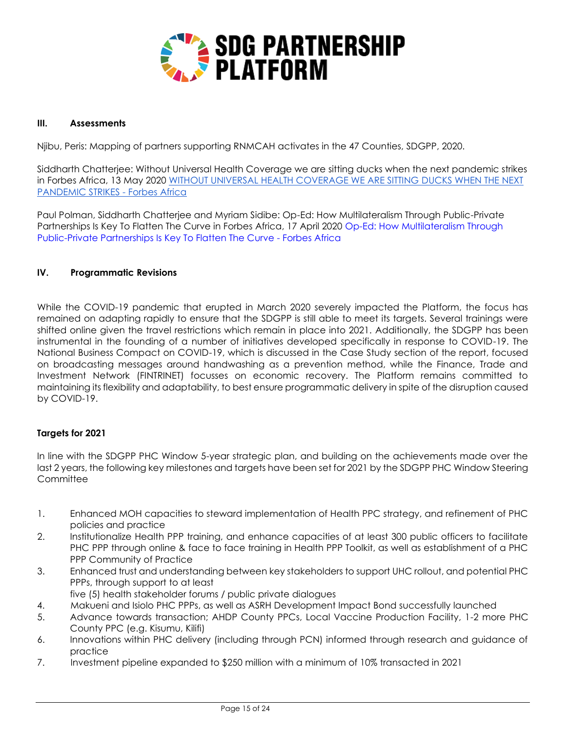## III. Assessments

Njibu, Peris: Mapping of partners supporting RNMCAH activates in the 47 Counties, SDGPP, 2020.

Siddharth Chatterjee: Without Universal Health Coverage we are sitting ducks when the next pandemic strikes in Forbes Africa, 13 May 2020 WITHOUT UNIVERSAL HEALTH COVERAGE WE ARE SITTING DUCKS WHEN THE NEXT PANDEMIC STRIKES - Forbes Africa

Paul Polman, Siddharth Chatterjee and Myriam Sidibe: Op-Ed: How Multilateralism Through Public-Private Partnerships Is Key To Flatten The Curve in Forbes Africa, 17 April 2020 Op-Ed: How Multilateralism Through Public-Private Partnerships Is Key To Flatten The Curve - Forbes Africa

## IV. Programmatic Revisions

While the COVID-19 pandemic that erupted in March 2020 severely impacted the Platform, the focus has remained on adapting rapidly to ensure that the SDGPP is still able to meet its targets. Several trainings were shifted online given the travel restrictions which remain in place into 2021. Additionally, the SDGPP has been instrumental in the founding of a number of initiatives developed specifically in response to COVID-19. The National Business Compact on COVID-19, which is discussed in the Case Study section of the report, focused on broadcasting messages around handwashing as a prevention method, while the Finance, Trade and Investment Network (FINTRINET) focusses on economic recovery. The Platform remains committed to maintaining its flexibility and adaptability, to best ensure programmatic delivery in spite of the disruption caused by COVID-19.

### Targets for 2021

In line with the SDGPP PHC Window 5-year strategic plan, and building on the achievements made over the last 2 years, the following key milestones and targets have been set for 2021 by the SDGPP PHC Window Steering Committee

1. Enhanced MOH capacities to steward implementation of Health PPC strategy, and refinement of PHC policies and practice
2. Institutionalize Health PPP training, and enhance capacities of at least 300 public officers to facilitate PHC PPP through online & face to face training in Health PPP Toolkit, as well as establishment of a PHC PPP Community of Practice
3. Enhanced trust and understanding between key stakeholders to support UHC rollout, and potential PHC PPPs, through support to at least five (5) health stakeholder forums / public private dialogues
4. Makueni and Isiolo PHC PPPs, as well as ASRH Development Impact Bond successfully launched
5. Advance towards transaction; AHDP County PPCs, Local Vaccine Production Facility, 1-2 more PHC County PPC (e.g. Kisumu, Kilifi)
6. Innovations within PHC delivery (including through PCN) informed through research and guidance of practice
7. Investment pipeline expanded to $250 million with a minimum of 10% transacted in 2021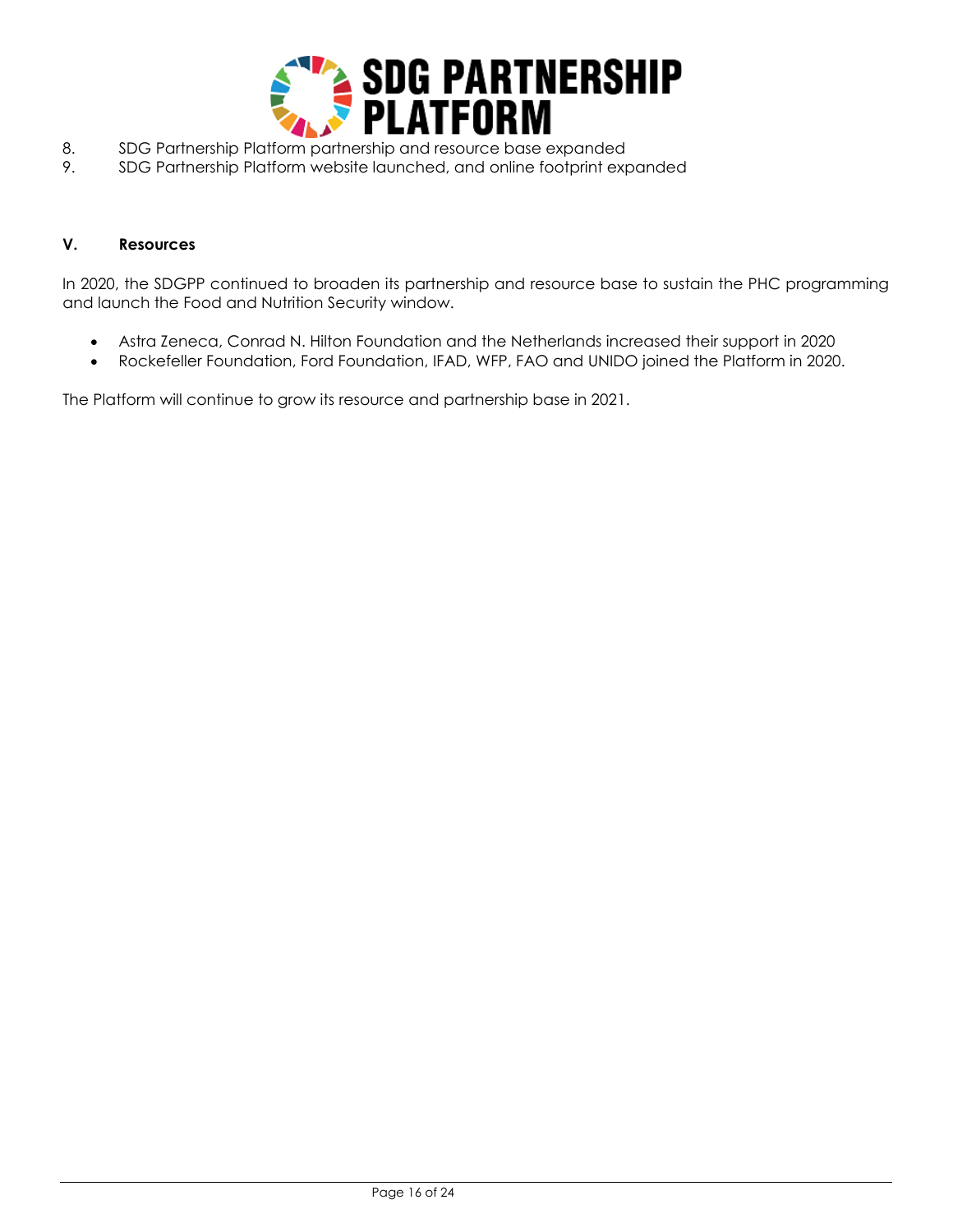8. SDG Partnership Platform partnership and resource base expanded
9. SDG Partnership Platform website launched, and online footprint expanded

## V. Resources

In 2020, the SDGPP continued to broaden its partnership and resource base to sustain the PHC programming and launch the Food and Nutrition Security window.

- Astra Zeneca, Conrad N. Hilton Foundation and the Netherlands increased their support in 2020
- Rockefeller Foundation, Ford Foundation, IFAD, WFP, FAO and UNIDO joined the Platform in 2020.

The Platform will continue to grow its resource and partnership base in 2021.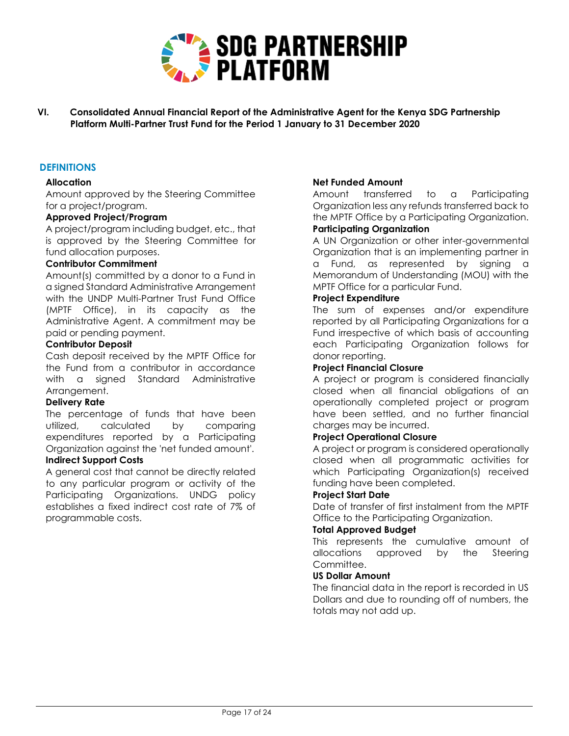## VI. Consolidated Annual Financial Report of the Administrative Agent for the Kenya SDG Partnership Platform Multi-Partner Trust Fund for the Period 1 January to 31 December 2020

### DEFINITIONS

**Allocation**
Amount approved by the Steering Committee for a project/program.

**Approved Project/Program**
A project/program including budget, etc., that is approved by the Steering Committee for fund allocation purposes.

**Contributor Commitment**
Amount(s) committed by a donor to a Fund in a signed Standard Administrative Arrangement with the UNDP Multi-Partner Trust Fund Office (MPTF Office), in its capacity as the Administrative Agent. A commitment may be paid or pending payment.

**Contributor Deposit**
Cash deposit received by the MPTF Office for the Fund from a contributor in accordance with a signed Standard Administrative Arrangement.

**Delivery Rate**
The percentage of funds that have been utilized, calculated by comparing expenditures reported by a Participating Organization against the 'net funded amount'.

**Indirect Support Costs**
A general cost that cannot be directly related to any particular program or activity of the Participating Organizations. UNDG policy establishes a fixed indirect cost rate of 7% of programmable costs.

**Net Funded Amount**
Amount transferred to a Participating Organization less any refunds transferred back to the MPTF Office by a Participating Organization.

**Participating Organization**
A UN Organization or other inter-governmental Organization that is an implementing partner in a Fund, as represented by signing a Memorandum of Understanding (MOU) with the MPTF Office for a particular Fund.

**Project Expenditure**
The sum of expenses and/or expenditure reported by all Participating Organizations for a Fund irrespective of which basis of accounting each Participating Organization follows for donor reporting.

**Project Financial Closure**
A project or program is considered financially closed when all financial obligations of an operationally completed project or program have been settled, and no further financial charges may be incurred.

**Project Operational Closure**
A project or program is considered operationally closed when all programmatic activities for which Participating Organization(s) received funding have been completed.

**Project Start Date**
Date of transfer of first instalment from the MPTF Office to the Participating Organization.

**Total Approved Budget**
This represents the cumulative amount of allocations approved by the Steering Committee.

**US Dollar Amount**
The financial data in the report is recorded in US Dollars and due to rounding off of numbers, the totals may not add up.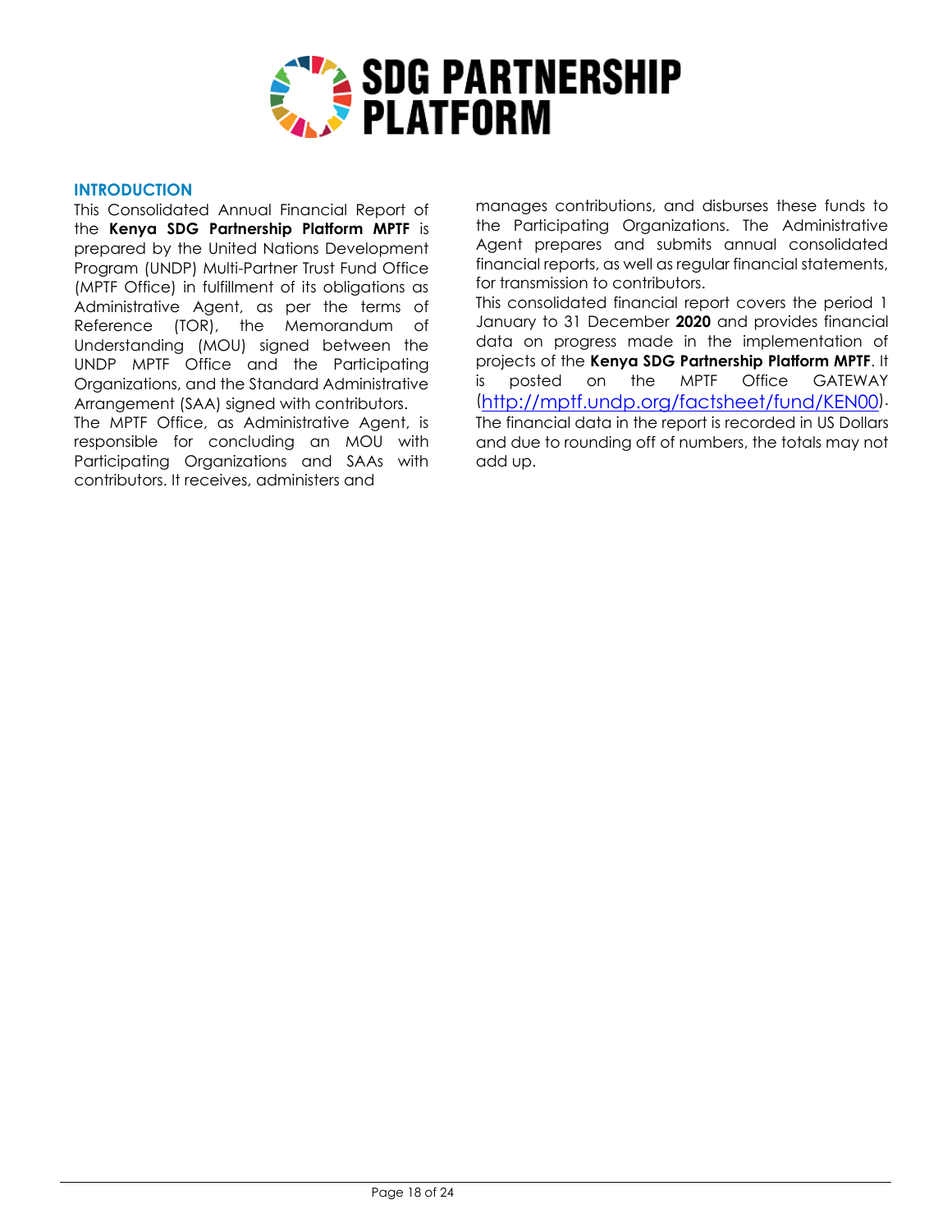# SDG PARTNERSHIP PLATFORM

## INTRODUCTION

This Consolidated Annual Financial Report of the **Kenya SDG Partnership Platform MPTF** is prepared by the United Nations Development Program (UNDP) Multi-Partner Trust Fund Office (MPTF Office) in fulfillment of its obligations as Administrative Agent, as per the terms of Reference (TOR), the Memorandum of Understanding (MOU) signed between the UNDP MPTF Office and the Participating Organizations, and the Standard Administrative Arrangement (SAA) signed with contributors.

The MPTF Office, as Administrative Agent, is responsible for concluding an MOU with Participating Organizations and SAAs with contributors. It receives, administers and manages contributions, and disburses these funds to the Participating Organizations. The Administrative Agent prepares and submits annual consolidated financial reports, as well as regular financial statements, for transmission to contributors.

This consolidated financial report covers the period 1 January to 31 December **2020** and provides financial data on progress made in the implementation of projects of the **Kenya SDG Partnership Platform MPTF**. It is posted on the MPTF Office GATEWAY (http://mptf.undp.org/factsheet/fund/KEN00).

The financial data in the report is recorded in US Dollars and due to rounding off of numbers, the totals may not add up.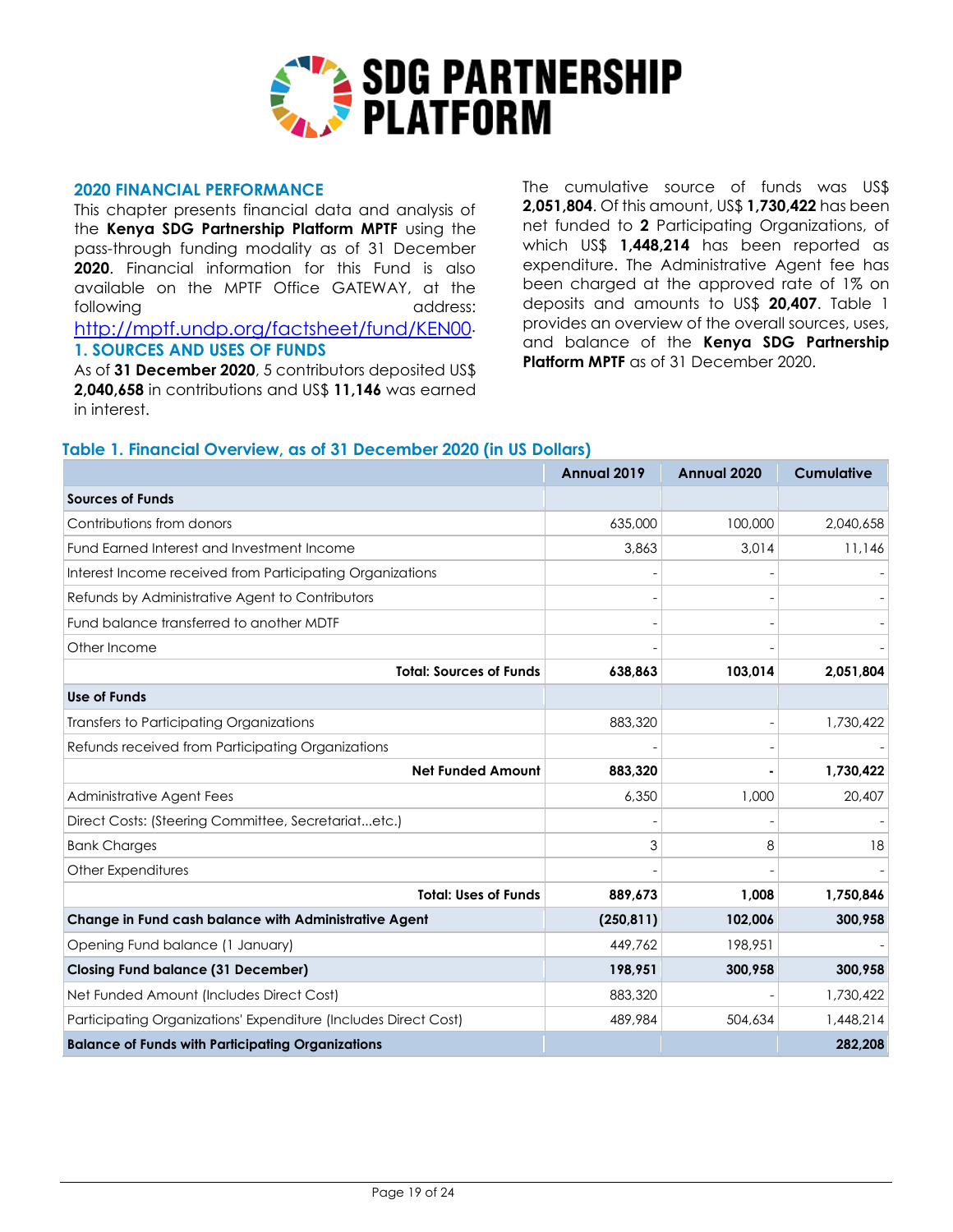# SDG PARTNERSHIP PLATFORM

## 2020 FINANCIAL PERFORMANCE

This chapter presents financial data and analysis of the **Kenya SDG Partnership Platform MPTF** using the pass-through funding modality as of 31 December **2020**. Financial information for this Fund is also available on the MPTF Office GATEWAY, at the following address: http://mptf.undp.org/factsheet/fund/KEN00.

## 1. SOURCES AND USES OF FUNDS

As of **31 December 2020**, 5 contributors deposited US$ **2,040,658** in contributions and US$ **11,146** was earned in interest.

The cumulative source of funds was US$ **2,051,804**. Of this amount, US$ **1,730,422** has been net funded to **2** Participating Organizations, of which US$ **1,448,214** has been reported as expenditure. The Administrative Agent fee has been charged at the approved rate of 1% on deposits and amounts to US$ **20,407**. Table 1 provides an overview of the overall sources, uses, and balance of the **Kenya SDG Partnership Platform MPTF** as of 31 December 2020.

### Table 1. Financial Overview, as of 31 December 2020 (in US Dollars)

| | Annual 2019 | Annual 2020 | Cumulative |
|---|---|---|---|
| **Sources of Funds** | | | |
| Contributions from donors | 635,000 | 100,000 | 2,040,658 |
| Fund Earned Interest and Investment Income | 3,863 | 3,014 | 11,146 |
| Interest Income received from Participating Organizations | - | - | - |
| Refunds by Administrative Agent to Contributors | - | - | - |
| Fund balance transferred to another MDTF | - | - | - |
| Other Income | - | - | - |
| **Total: Sources of Funds** | **638,863** | **103,014** | **2,051,804** |
| **Use of Funds** | | | |
| Transfers to Participating Organizations | 883,320 | - | 1,730,422 |
| Refunds received from Participating Organizations | - | - | - |
| **Net Funded Amount** | **883,320** | **-** | **1,730,422** |
| Administrative Agent Fees | 6,350 | 1,000 | 20,407 |
| Direct Costs: (Steering Committee, Secretariat...etc.) | - | - | - |
| Bank Charges | 3 | 8 | 18 |
| Other Expenditures | - | - | - |
| **Total: Uses of Funds** | **889,673** | **1,008** | **1,750,846** |
| **Change in Fund cash balance with Administrative Agent** | **(250,811)** | **102,006** | **300,958** |
| Opening Fund balance (1 January) | 449,762 | 198,951 | - |
| **Closing Fund balance (31 December)** | **198,951** | **300,958** | **300,958** |
| Net Funded Amount (Includes Direct Cost) | 883,320 | - | 1,730,422 |
| Participating Organizations' Expenditure (Includes Direct Cost) | 489,984 | 504,634 | 1,448,214 |
| **Balance of Funds with Participating Organizations** | | | **282,208** |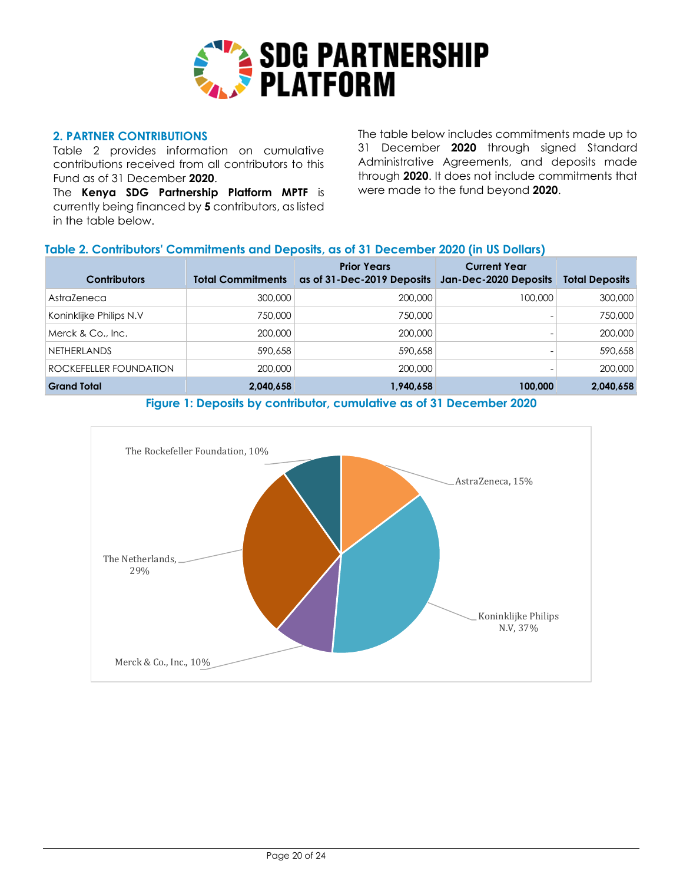## 2. PARTNER CONTRIBUTIONS

Table 2 provides information on cumulative contributions received from all contributors to this Fund as of 31 December **2020**.

The **Kenya SDG Partnership Platform MPTF** is currently being financed by **5** contributors, as listed in the table below.

The table below includes commitments made up to 31 December **2020** through signed Standard Administrative Agreements, and deposits made through **2020**. It does not include commitments that were made to the fund beyond **2020**.

**Table 2. Contributors' Commitments and Deposits, as of 31 December 2020 (in US Dollars)**

| Contributors | Total Commitments | Prior Years as of 31-Dec-2019 Deposits | Current Year Jan-Dec-2020 Deposits | Total Deposits |
|---|---|---|---|---|
| AstraZeneca | 300,000 | 200,000 | 100,000 | 300,000 |
| Koninklijke Philips N.V | 750,000 | 750,000 | - | 750,000 |
| Merck & Co., Inc. | 200,000 | 200,000 | - | 200,000 |
| NETHERLANDS | 590,658 | 590,658 | - | 590,658 |
| ROCKEFELLER FOUNDATION | 200,000 | 200,000 | - | 200,000 |
| **Grand Total** | **2,040,658** | **1,940,658** | **100,000** | **2,040,658** |

**Figure 1: Deposits by contributor, cumulative as of 31 December 2020**

The Rockefeller Foundation, 10%
AstraZeneca, 15%
The Netherlands, 29%
Koninklijke Philips N.V, 37%
Merck & Co., Inc., 10%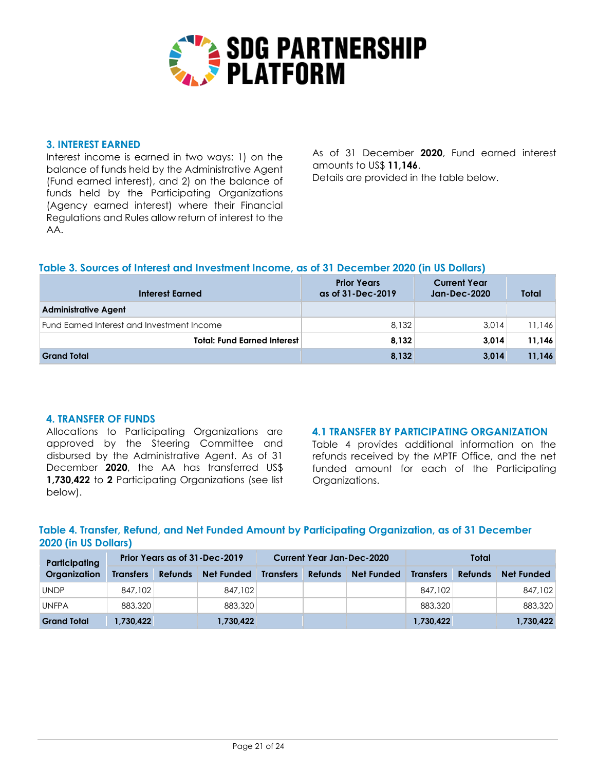## 3. INTEREST EARNED

Interest income is earned in two ways: 1) on the balance of funds held by the Administrative Agent (Fund earned interest), and 2) on the balance of funds held by the Participating Organizations (Agency earned interest) where their Financial Regulations and Rules allow return of interest to the AA.

As of 31 December **2020**, Fund earned interest amounts to US$ **11,146**.
Details are provided in the table below.

**Table 3. Sources of Interest and Investment Income, as of 31 December 2020 (in US Dollars)**

| Interest Earned | Prior Years as of 31-Dec-2019 | Current Year Jan-Dec-2020 | Total |
|---|---|---|---|
| **Administrative Agent** | | | |
| Fund Earned Interest and Investment Income | 8,132 | 3,014 | 11,146 |
| **Total: Fund Earned Interest** | **8,132** | **3,014** | **11,146** |
| **Grand Total** | **8,132** | **3,014** | **11,146** |

## 4. TRANSFER OF FUNDS

Allocations to Participating Organizations are approved by the Steering Committee and disbursed by the Administrative Agent. As of 31 December **2020**, the AA has transferred US$ **1,730,422** to **2** Participating Organizations (see list below).

### 4.1 TRANSFER BY PARTICIPATING ORGANIZATION

Table 4 provides additional information on the refunds received by the MPTF Office, and the net funded amount for each of the Participating Organizations.

**Table 4. Transfer, Refund, and Net Funded Amount by Participating Organization, as of 31 December 2020 (in US Dollars)**

| Participating Organization | Prior Years as of 31-Dec-2019 | | | Current Year Jan-Dec-2020 | | | Total | | |
|---|---|---|---|---|---|---|---|---|---|
| | Transfers | Refunds | Net Funded | Transfers | Refunds | Net Funded | Transfers | Refunds | Net Funded |
| UNDP | 847,102 | | 847,102 | | | | 847,102 | | 847,102 |
| UNFPA | 883,320 | | 883,320 | | | | 883,320 | | 883,320 |
| **Grand Total** | **1,730,422** | | **1,730,422** | | | | **1,730,422** | | **1,730,422** |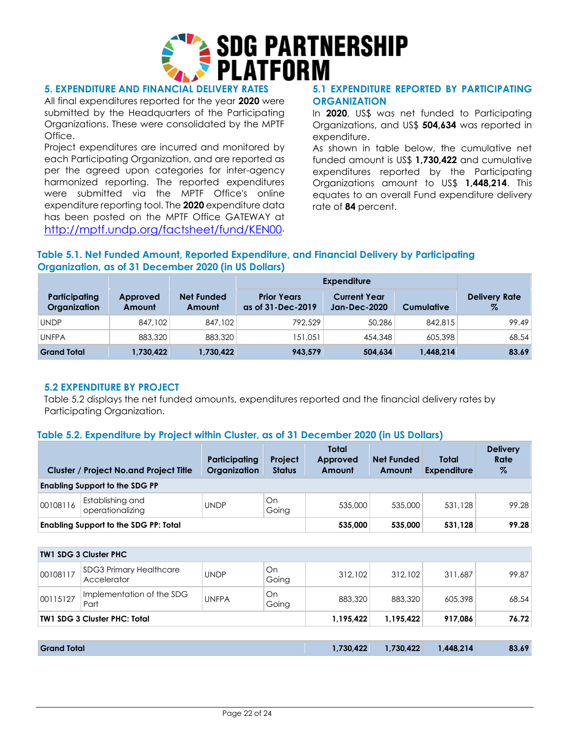# SDG PARTNERSHIP PLATFORM

## 5. EXPENDITURE AND FINANCIAL DELIVERY RATES

All final expenditures reported for the year **2020** were submitted by the Headquarters of the Participating Organizations. These were consolidated by the MPTF Office.

Project expenditures are incurred and monitored by each Participating Organization, and are reported as per the agreed upon categories for inter-agency harmonized reporting. The reported expenditures were submitted via the MPTF Office's online expenditure reporting tool. The **2020** expenditure data has been posted on the MPTF Office GATEWAY at http://mptf.undp.org/factsheet/fund/KEN00.

## 5.1 EXPENDITURE REPORTED BY PARTICIPATING ORGANIZATION

In **2020**, US$ was net funded to Participating Organizations, and US$ **504,634** was reported in expenditure.

As shown in table below, the cumulative net funded amount is US$ **1,730,422** and cumulative expenditures reported by the Participating Organizations amount to US$ **1,448,214**. This equates to an overall Fund expenditure delivery rate of **84** percent.

### Table 5.1. Net Funded Amount, Reported Expenditure, and Financial Delivery by Participating Organization, as of 31 December 2020 (in US Dollars)

| Participating Organization | Approved Amount | Net Funded Amount | Expenditure | | | Delivery Rate % |
|---|---|---|---|---|---|---|
| | | | Prior Years as of 31-Dec-2019 | Current Year Jan-Dec-2020 | Cumulative | |
| UNDP | 847,102 | 847,102 | 792,529 | 50,286 | 842,815 | 99.49 |
| UNFPA | 883,320 | 883,320 | 151,051 | 454,348 | 605,398 | 68.54 |
| **Grand Total** | **1,730,422** | **1,730,422** | **943,579** | **504,634** | **1,448,214** | **83.69** |

## 5.2 EXPENDITURE BY PROJECT

Table 5.2 displays the net funded amounts, expenditures reported and the financial delivery rates by Participating Organization.

### Table 5.2. Expenditure by Project within Cluster, as of 31 December 2020 (in US Dollars)

| Cluster / Project No.and Project Title | | Participating Organization | Project Status | Total Approved Amount | Net Funded Amount | Total Expenditure | Delivery Rate % |
|---|---|---|---|---|---|---|---|
| **Enabling Support to the SDG PP** | | | | | | | |
| 00108116 | Establishing and operationalizing | UNDP | On Going | 535,000 | 535,000 | 531,128 | 99.28 |
| **Enabling Support to the SDG PP: Total** | | | | **535,000** | **535,000** | **531,128** | **99.28** |
| **TW1 SDG 3 Cluster PHC** | | | | | | | |
| 00108117 | SDG3 Primary Healthcare Accelerator | UNDP | On Going | 312,102 | 312,102 | 311,687 | 99.87 |
| 00115127 | Implementation of the SDG Part | UNFPA | On Going | 883,320 | 883,320 | 605,398 | 68.54 |
| **TW1 SDG 3 Cluster PHC: Total** | | | | **1,195,422** | **1,195,422** | **917,086** | **76.72** |
| **Grand Total** | | | | **1,730,422** | **1,730,422** | **1,448,214** | **83.69** |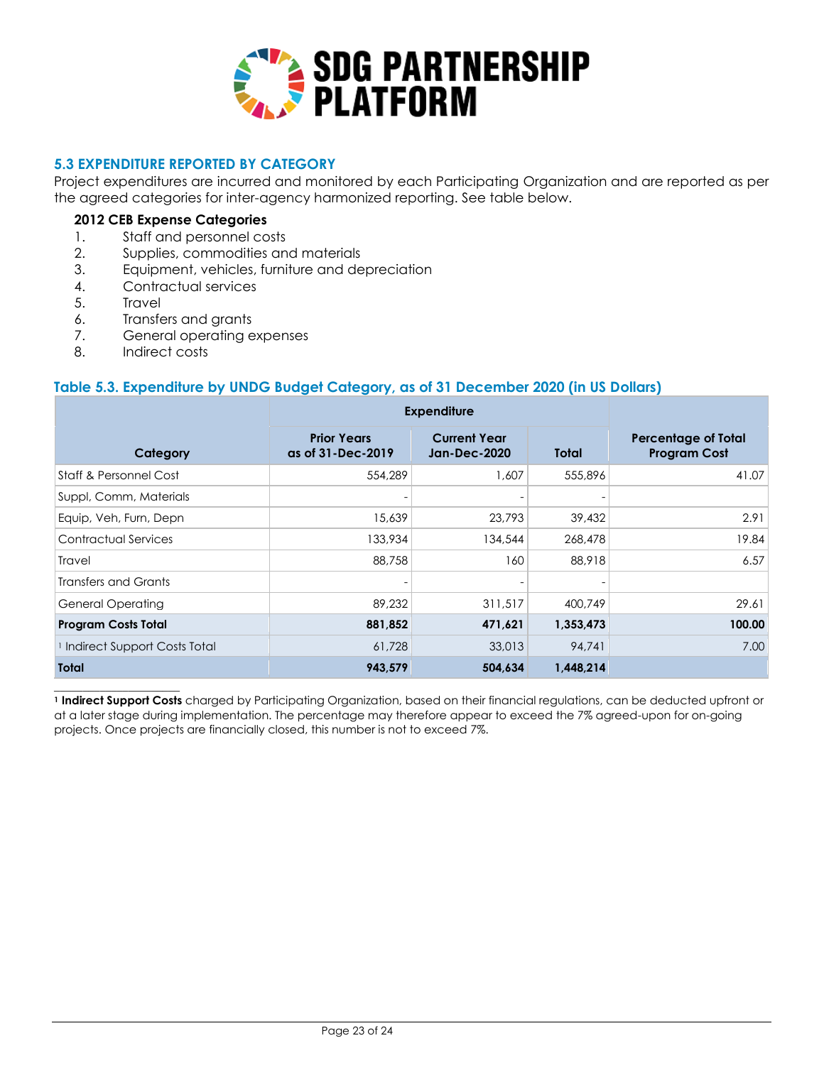### 5.3 EXPENDITURE REPORTED BY CATEGORY

Project expenditures are incurred and monitored by each Participating Organization and are reported as per the agreed categories for inter-agency harmonized reporting. See table below.

**2012 CEB Expense Categories**

1. Staff and personnel costs
2. Supplies, commodities and materials
3. Equipment, vehicles, furniture and depreciation
4. Contractual services
5. Travel
6. Transfers and grants
7. General operating expenses
8. Indirect costs

### Table 5.3. Expenditure by UNDG Budget Category, as of 31 December 2020 (in US Dollars)

| Category | Expenditure | | | Percentage of Total Program Cost |
|---|---|---|---|---|
| | Prior Years as of 31-Dec-2019 | Current Year Jan-Dec-2020 | Total | |
| Staff & Personnel Cost | 554,289 | 1,607 | 555,896 | 41.07 |
| Suppl, Comm, Materials | - | - | - | |
| Equip, Veh, Furn, Depn | 15,639 | 23,793 | 39,432 | 2.91 |
| Contractual Services | 133,934 | 134,544 | 268,478 | 19.84 |
| Travel | 88,758 | 160 | 88,918 | 6.57 |
| Transfers and Grants | - | - | - | |
| General Operating | 89,232 | 311,517 | 400,749 | 29.61 |
| **Program Costs Total** | **881,852** | **471,621** | **1,353,473** | **100.00** |
| [1] Indirect Support Costs Total | 61,728 | 33,013 | 94,741 | 7.00 |
| **Total** | **943,579** | **504,634** | **1,448,214** | |

[1] **Indirect Support Costs** charged by Participating Organization, based on their financial regulations, can be deducted upfront or at a later stage during implementation. The percentage may therefore appear to exceed the 7% agreed-upon for on-going projects. Once projects are financially closed, this number is not to exceed 7%.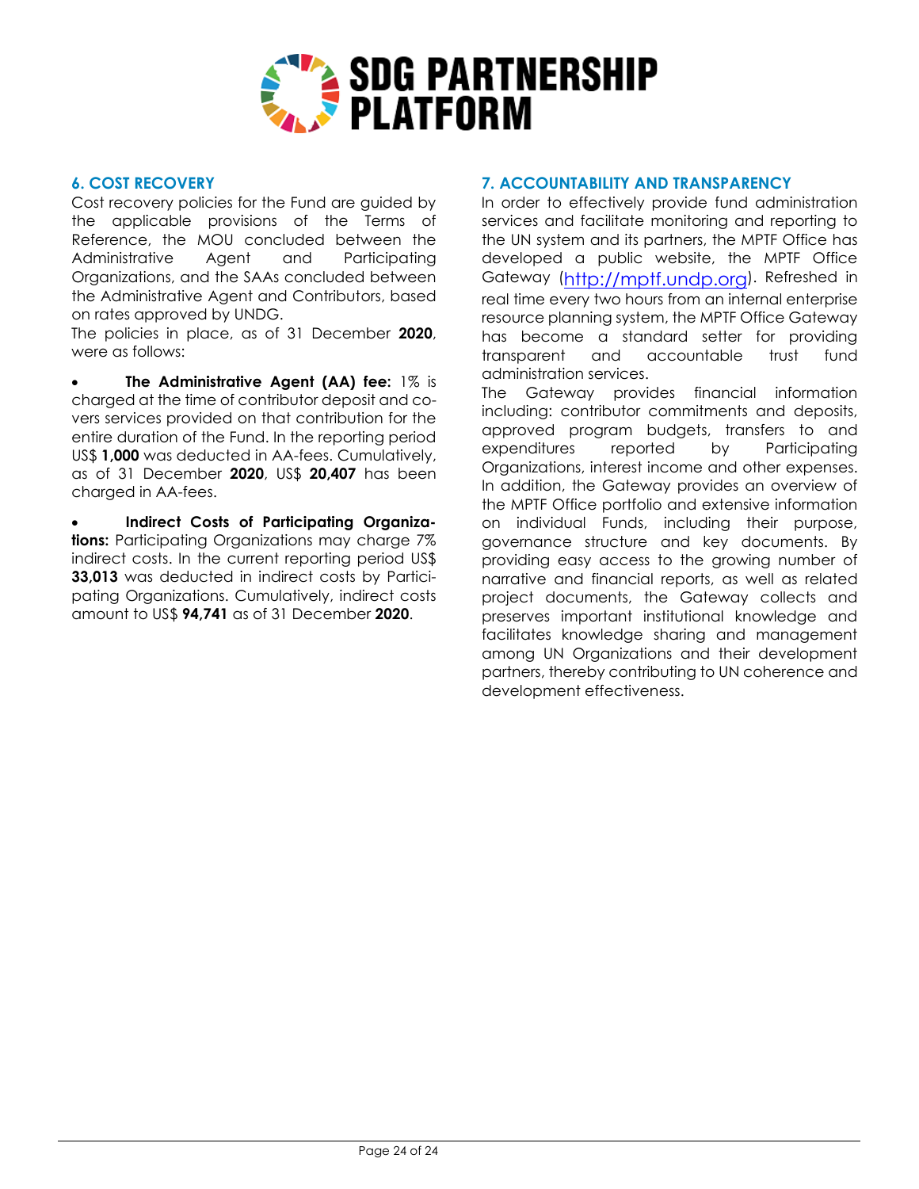## 6. COST RECOVERY

Cost recovery policies for the Fund are guided by the applicable provisions of the Terms of Reference, the MOU concluded between the Administrative Agent and Participating Organizations, and the SAAs concluded between the Administrative Agent and Contributors, based on rates approved by UNDG.

The policies in place, as of 31 December **2020**, were as follows:

- **The Administrative Agent (AA) fee:** 1% is charged at the time of contributor deposit and covers services provided on that contribution for the entire duration of the Fund. In the reporting period US$ **1,000** was deducted in AA-fees. Cumulatively, as of 31 December **2020**, US$ **20,407** has been charged in AA-fees.

- **Indirect Costs of Participating Organizations:** Participating Organizations may charge 7% indirect costs. In the current reporting period US$ **33,013** was deducted in indirect costs by Participating Organizations. Cumulatively, indirect costs amount to US$ **94,741** as of 31 December **2020**.

## 7. ACCOUNTABILITY AND TRANSPARENCY

In order to effectively provide fund administration services and facilitate monitoring and reporting to the UN system and its partners, the MPTF Office has developed a public website, the MPTF Office Gateway (http://mptf.undp.org). Refreshed in real time every two hours from an internal enterprise resource planning system, the MPTF Office Gateway has become a standard setter for providing transparent and accountable trust fund administration services.

The Gateway provides financial information including: contributor commitments and deposits, approved program budgets, transfers to and expenditures reported by Participating Organizations, interest income and other expenses. In addition, the Gateway provides an overview of the MPTF Office portfolio and extensive information on individual Funds, including their purpose, governance structure and key documents. By providing easy access to the growing number of narrative and financial reports, as well as related project documents, the Gateway collects and preserves important institutional knowledge and facilitates knowledge sharing and management among UN Organizations and their development partners, thereby contributing to UN coherence and development effectiveness.